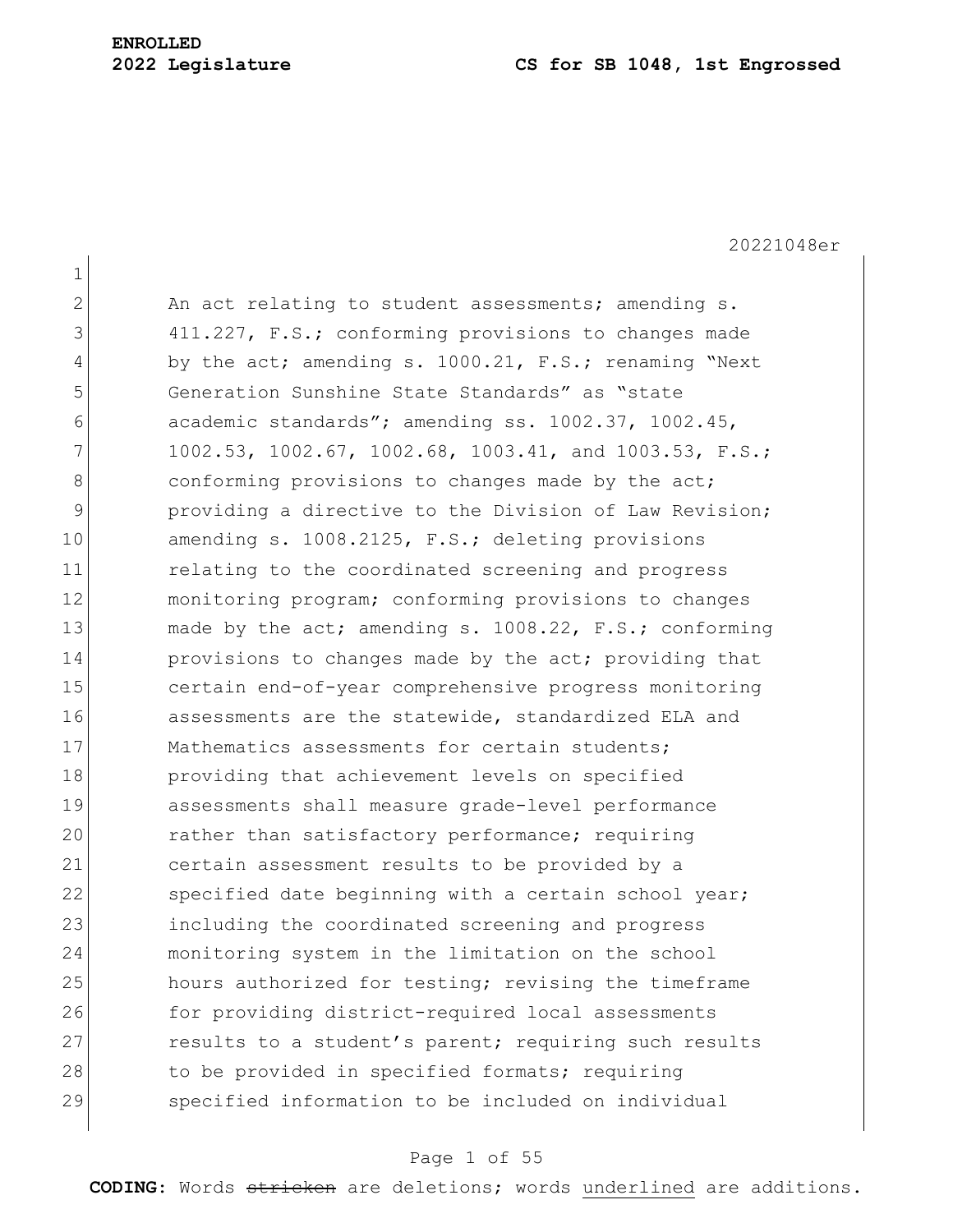**ENROLLED**

**2022 Legislature** **CS for SB 1048, 1st Engrossed**

20221048er

An act relating to student assessments; amending s. 411.227, F.S.; conforming provisions to changes made by the act; amending s. 1000.21, F.S.; renaming "Next Generation Sunshine State Standards" as "state academic standards"; amending ss. 1002.37, 1002.45, 1002.53, 1002.67, 1002.68, 1003.41, and 1003.53, F.S.; conforming provisions to changes made by the act; providing a directive to the Division of Law Revision; amending s. 1008.2125, F.S.; deleting provisions relating to the coordinated screening and progress monitoring program; conforming provisions to changes made by the act; amending s. 1008.22, F.S.; conforming provisions to changes made by the act; providing that certain end-of-year comprehensive progress monitoring assessments are the statewide, standardized ELA and Mathematics assessments for certain students; providing that achievement levels on specified assessments shall measure grade-level performance rather than satisfactory performance; requiring certain assessment results to be provided by a specified date beginning with a certain school year; including the coordinated screening and progress monitoring system in the limitation on the school hours authorized for testing; revising the timeframe for providing district-required local assessments results to a student's parent; requiring such results to be provided in specified formats; requiring specified information to be included on individual

**CODING:** Words stricken are deletions; words underlined are additions.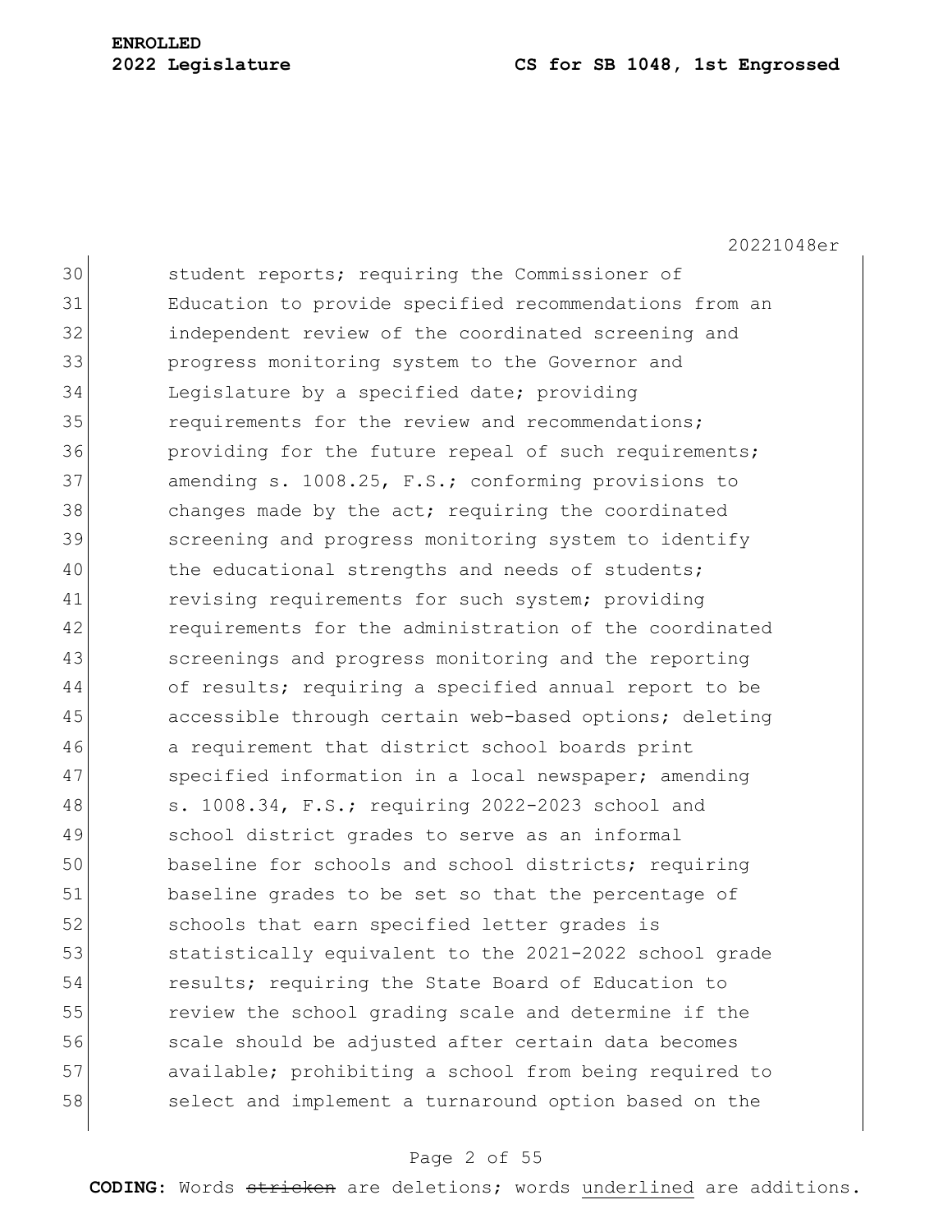student reports; requiring the Commissioner of Education to provide specified recommendations from an independent review of the coordinated screening and progress monitoring system to the Governor and Legislature by a specified date; providing requirements for the review and recommendations; providing for the future repeal of such requirements; amending s. 1008.25, F.S.; conforming provisions to changes made by the act; requiring the coordinated screening and progress monitoring system to identify the educational strengths and needs of students; revising requirements for such system; providing requirements for the administration of the coordinated screenings and progress monitoring and the reporting of results; requiring a specified annual report to be accessible through certain web-based options; deleting a requirement that district school boards print specified information in a local newspaper; amending s. 1008.34, F.S.; requiring 2022-2023 school and school district grades to serve as an informal baseline for schools and school districts; requiring baseline grades to be set so that the percentage of schools that earn specified letter grades is statistically equivalent to the 2021-2022 school grade results; requiring the State Board of Education to review the school grading scale and determine if the scale should be adjusted after certain data becomes available; prohibiting a school from being required to select and implement a turnaround option based on the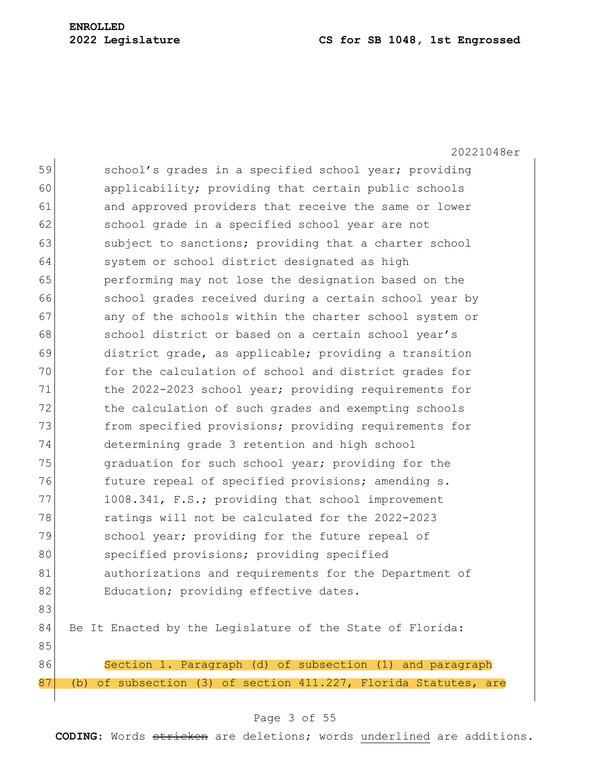school's grades in a specified school year; providing applicability; providing that certain public schools and approved providers that receive the same or lower school grade in a specified school year are not subject to sanctions; providing that a charter school system or school district designated as high performing may not lose the designation based on the school grades received during a certain school year by any of the schools within the charter school system or school district or based on a certain school year's district grade, as applicable; providing a transition for the calculation of school and district grades for the 2022-2023 school year; providing requirements for the calculation of such grades and exempting schools from specified provisions; providing requirements for determining grade 3 retention and high school graduation for such school year; providing for the future repeal of specified provisions; amending s. 1008.341, F.S.; providing that school improvement ratings will not be calculated for the 2022-2023 school year; providing for the future repeal of specified provisions; providing specified authorizations and requirements for the Department of Education; providing effective dates.

Be It Enacted by the Legislature of the State of Florida:

Section 1. Paragraph (d) of subsection (1) and paragraph (b) of subsection (3) of section 411.227, Florida Statutes, are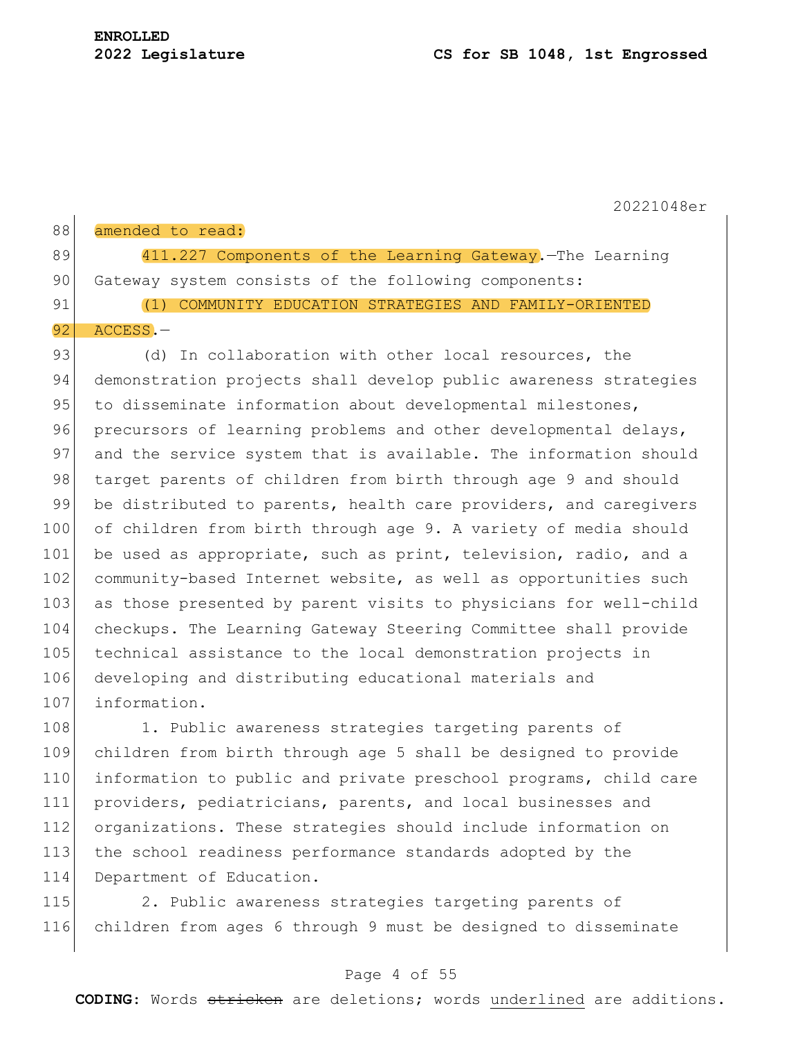amended to read:

411.227 Components of the Learning Gateway.—The Learning Gateway system consists of the following components:

(1) COMMUNITY EDUCATION STRATEGIES AND FAMILY-ORIENTED ACCESS.—

(d) In collaboration with other local resources, the demonstration projects shall develop public awareness strategies to disseminate information about developmental milestones, precursors of learning problems and other developmental delays, and the service system that is available. The information should target parents of children from birth through age 9 and should be distributed to parents, health care providers, and caregivers of children from birth through age 9. A variety of media should be used as appropriate, such as print, television, radio, and a community-based Internet website, as well as opportunities such as those presented by parent visits to physicians for well-child checkups. The Learning Gateway Steering Committee shall provide technical assistance to the local demonstration projects in developing and distributing educational materials and information.

1. Public awareness strategies targeting parents of children from birth through age 5 shall be designed to provide information to public and private preschool programs, child care providers, pediatricians, parents, and local businesses and organizations. These strategies should include information on the school readiness performance standards adopted by the Department of Education.

2. Public awareness strategies targeting parents of children from ages 6 through 9 must be designed to disseminate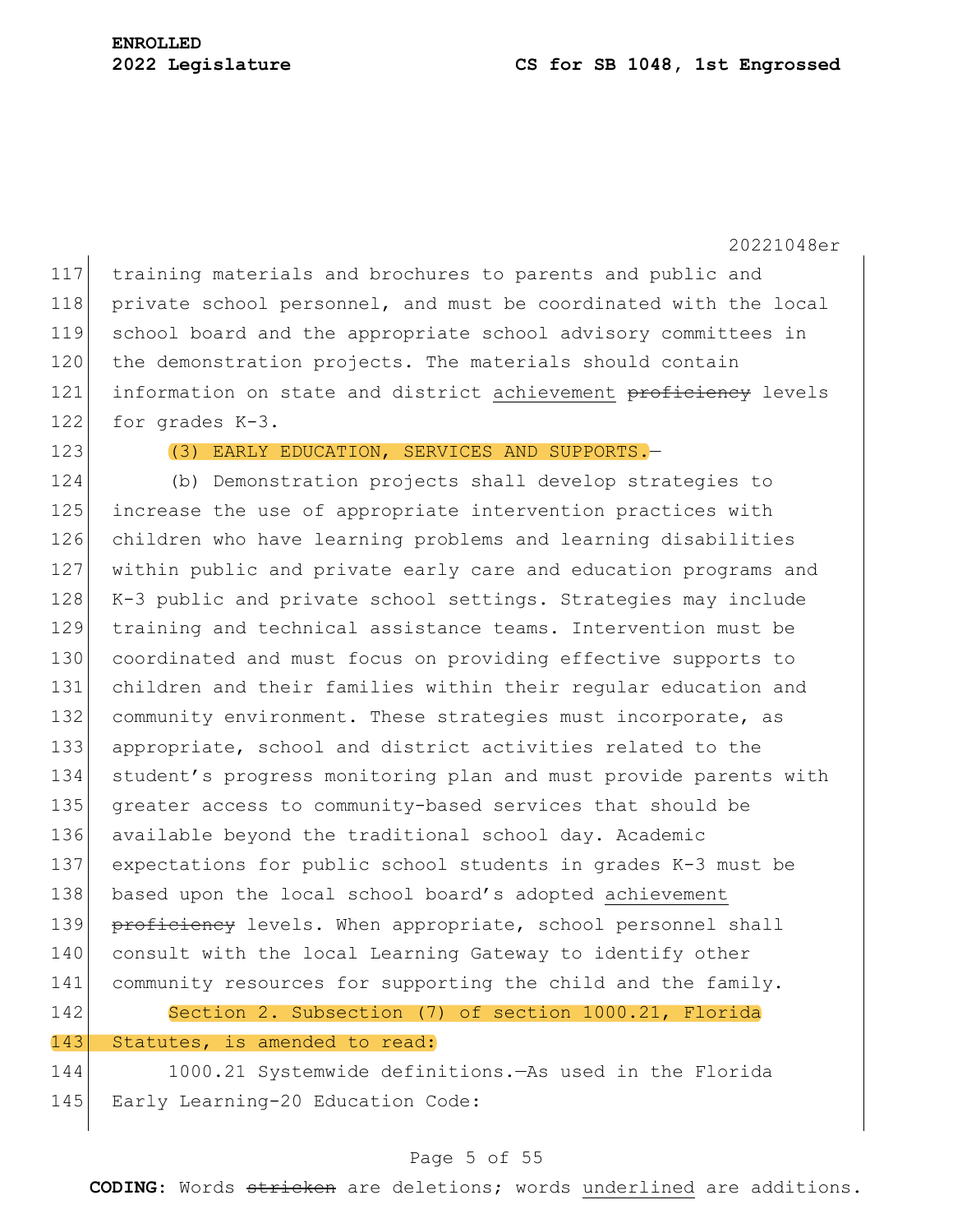training materials and brochures to parents and public and private school personnel, and must be coordinated with the local school board and the appropriate school advisory committees in the demonstration projects. The materials should contain information on state and district achievement ~~proficiency~~ levels for grades K-3.

(3) EARLY EDUCATION, SERVICES AND SUPPORTS.—

(b) Demonstration projects shall develop strategies to increase the use of appropriate intervention practices with children who have learning problems and learning disabilities within public and private early care and education programs and K-3 public and private school settings. Strategies may include training and technical assistance teams. Intervention must be coordinated and must focus on providing effective supports to children and their families within their regular education and community environment. These strategies must incorporate, as appropriate, school and district activities related to the student's progress monitoring plan and must provide parents with greater access to community-based services that should be available beyond the traditional school day. Academic expectations for public school students in grades K-3 must be based upon the local school board's adopted achievement ~~proficiency~~ levels. When appropriate, school personnel shall consult with the local Learning Gateway to identify other community resources for supporting the child and the family.

Section 2. Subsection (7) of section 1000.21, Florida Statutes, is amended to read:

1000.21 Systemwide definitions.—As used in the Florida Early Learning-20 Education Code: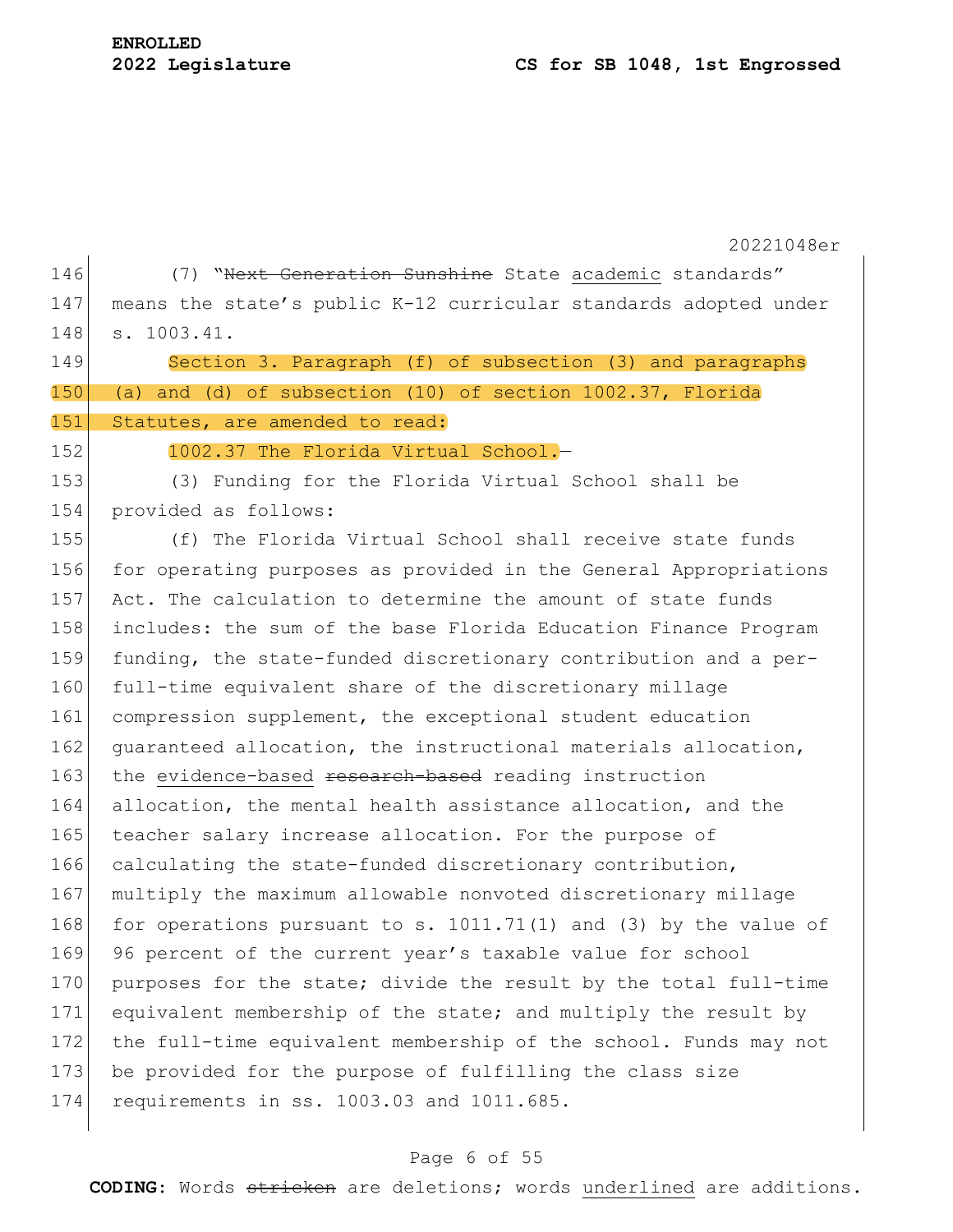(7) "~~Next Generation Sunshine~~ State <u>academic</u> standards" means the state's public K-12 curricular standards adopted under s. 1003.41.

Section 3. Paragraph (f) of subsection (3) and paragraphs (a) and (d) of subsection (10) of section 1002.37, Florida Statutes, are amended to read:

1002.37 The Florida Virtual School.—

(3) Funding for the Florida Virtual School shall be provided as follows:

(f) The Florida Virtual School shall receive state funds for operating purposes as provided in the General Appropriations Act. The calculation to determine the amount of state funds includes: the sum of the base Florida Education Finance Program funding, the state-funded discretionary contribution and a per-full-time equivalent share of the discretionary millage compression supplement, the exceptional student education guaranteed allocation, the instructional materials allocation, the <u>evidence-based</u> ~~research-based~~ reading instruction allocation, the mental health assistance allocation, and the teacher salary increase allocation. For the purpose of calculating the state-funded discretionary contribution, multiply the maximum allowable nonvoted discretionary millage for operations pursuant to s. 1011.71(1) and (3) by the value of 96 percent of the current year's taxable value for school purposes for the state; divide the result by the total full-time equivalent membership of the state; and multiply the result by the full-time equivalent membership of the school. Funds may not be provided for the purpose of fulfilling the class size requirements in ss. 1003.03 and 1011.685.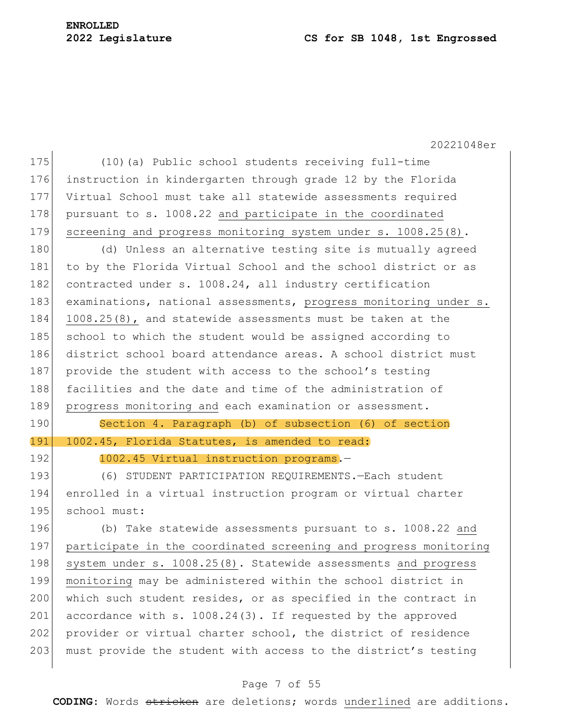(10)(a) Public school students receiving full-time instruction in kindergarten through grade 12 by the Florida Virtual School must take all statewide assessments required pursuant to s. 1008.22 <u>and participate in the coordinated screening and progress monitoring system under s. 1008.25(8)</u>.

(d) Unless an alternative testing site is mutually agreed to by the Florida Virtual School and the school district or as contracted under s. 1008.24, all industry certification examinations, national assessments, <u>progress monitoring under s. 1008.25(8),</u> and statewide assessments must be taken at the school to which the student would be assigned according to district school board attendance areas. A school district must provide the student with access to the school's testing facilities and the date and time of the administration of <u>progress monitoring and</u> each examination or assessment.

Section 4. Paragraph (b) of subsection (6) of section 1002.45, Florida Statutes, is amended to read:

1002.45 Virtual instruction programs.—

(6) STUDENT PARTICIPATION REQUIREMENTS.—Each student enrolled in a virtual instruction program or virtual charter school must:

(b) Take statewide assessments pursuant to s. 1008.22 <u>and participate in the coordinated screening and progress monitoring system under s. 1008.25(8)</u>. Statewide assessments <u>and progress monitoring</u> may be administered within the school district in which such student resides, or as specified in the contract in accordance with s. 1008.24(3). If requested by the approved provider or virtual charter school, the district of residence must provide the student with access to the district's testing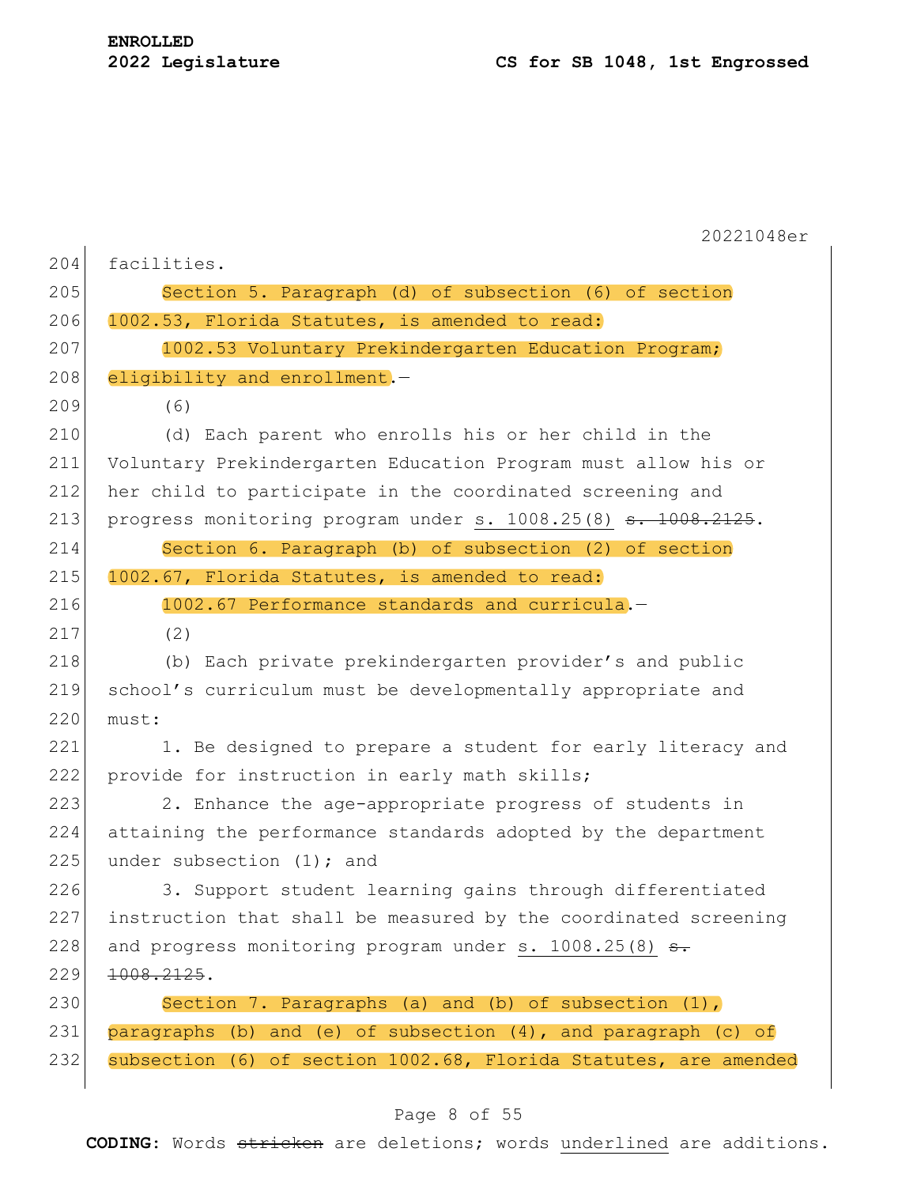facilities.

Section 5. Paragraph (d) of subsection (6) of section 1002.53, Florida Statutes, is amended to read:

1002.53 Voluntary Prekindergarten Education Program; eligibility and enrollment.—

(6)

(d) Each parent who enrolls his or her child in the Voluntary Prekindergarten Education Program must allow his or her child to participate in the coordinated screening and progress monitoring program under <u>s. 1008.25(8)</u> ~~s. 1008.2125~~.

Section 6. Paragraph (b) of subsection (2) of section 1002.67, Florida Statutes, is amended to read:

1002.67 Performance standards and curricula.—

(2)

(b) Each private prekindergarten provider's and public school's curriculum must be developmentally appropriate and must:

1. Be designed to prepare a student for early literacy and provide for instruction in early math skills;

2. Enhance the age-appropriate progress of students in attaining the performance standards adopted by the department under subsection (1); and

3. Support student learning gains through differentiated instruction that shall be measured by the coordinated screening and progress monitoring program under <u>s. 1008.25(8)</u> ~~s. 1008.2125~~.

Section 7. Paragraphs (a) and (b) of subsection (1), paragraphs (b) and (e) of subsection (4), and paragraph (c) of subsection (6) of section 1002.68, Florida Statutes, are amended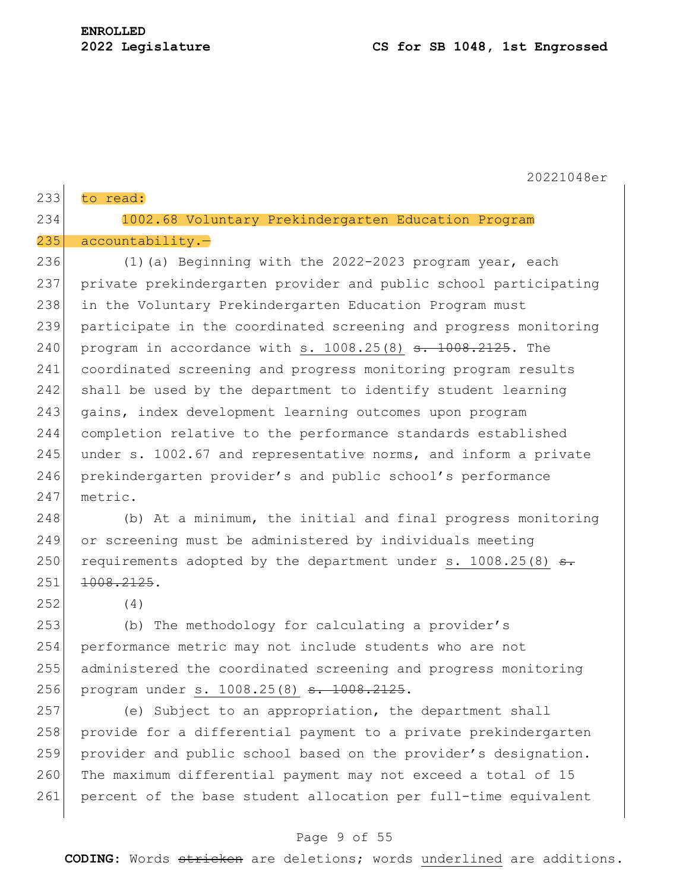to read:

1002.68 Voluntary Prekindergarten Education Program accountability.—

(1)(a) Beginning with the 2022-2023 program year, each private prekindergarten provider and public school participating in the Voluntary Prekindergarten Education Program must participate in the coordinated screening and progress monitoring program in accordance with <u>s. 1008.25(8)</u> ~~s. 1008.2125~~. The coordinated screening and progress monitoring program results shall be used by the department to identify student learning gains, index development learning outcomes upon program completion relative to the performance standards established under s. 1002.67 and representative norms, and inform a private prekindergarten provider's and public school's performance metric.

(b) At a minimum, the initial and final progress monitoring or screening must be administered by individuals meeting requirements adopted by the department under <u>s. 1008.25(8)</u> ~~s. 1008.2125~~.

(4)

(b) The methodology for calculating a provider's performance metric may not include students who are not administered the coordinated screening and progress monitoring program under <u>s. 1008.25(8)</u> ~~s. 1008.2125~~.

(e) Subject to an appropriation, the department shall provide for a differential payment to a private prekindergarten provider and public school based on the provider's designation. The maximum differential payment may not exceed a total of 15 percent of the base student allocation per full-time equivalent

**CODING:** Words ~~stricken~~ are deletions; words <u>underlined</u> are additions.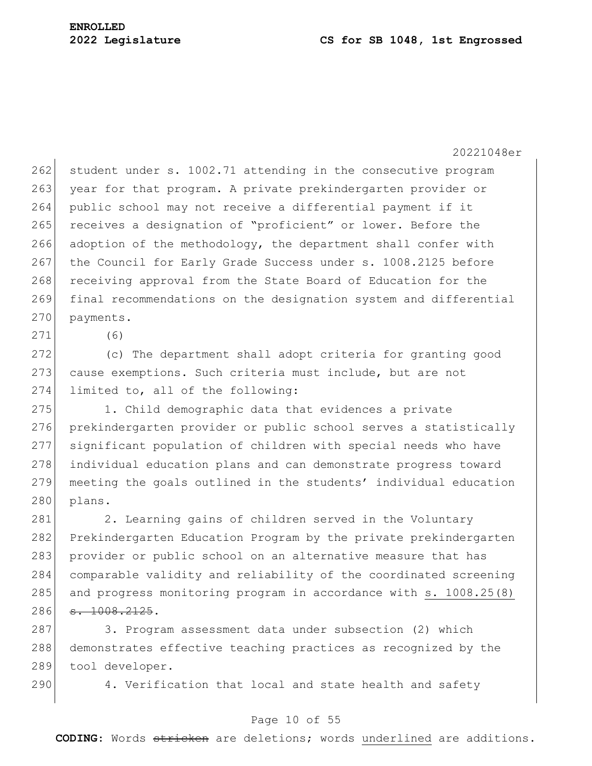student under s. 1002.71 attending in the consecutive program year for that program. A private prekindergarten provider or public school may not receive a differential payment if it receives a designation of "proficient" or lower. Before the adoption of the methodology, the department shall confer with the Council for Early Grade Success under s. 1008.2125 before receiving approval from the State Board of Education for the final recommendations on the designation system and differential payments.

(6)

(c) The department shall adopt criteria for granting good cause exemptions. Such criteria must include, but are not limited to, all of the following:

1. Child demographic data that evidences a private prekindergarten provider or public school serves a statistically significant population of children with special needs who have individual education plans and can demonstrate progress toward meeting the goals outlined in the students' individual education plans.

2. Learning gains of children served in the Voluntary Prekindergarten Education Program by the private prekindergarten provider or public school on an alternative measure that has comparable validity and reliability of the coordinated screening and progress monitoring program in accordance with <u>s. 1008.25(8)</u> ~~s. 1008.2125~~.

3. Program assessment data under subsection (2) which demonstrates effective teaching practices as recognized by the tool developer.

4. Verification that local and state health and safety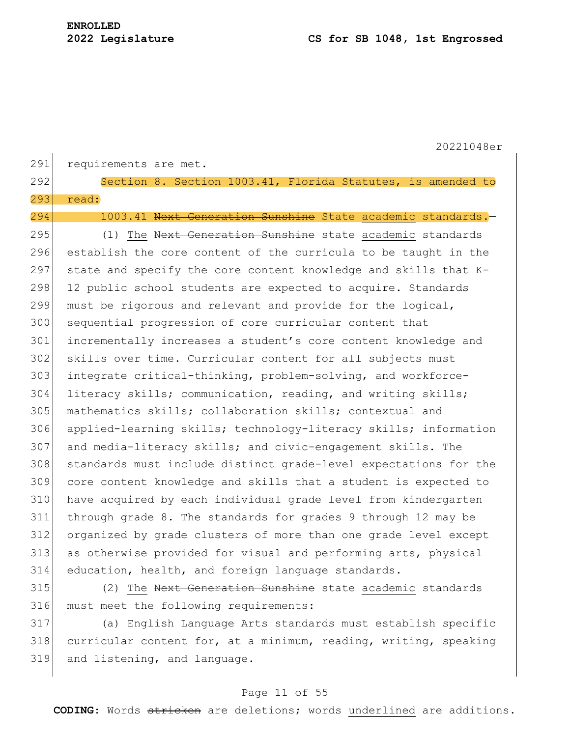requirements are met.

Section 8. Section 1003.41, Florida Statutes, is amended to read:

1003.41 ~~Next Generation Sunshine~~ State <u>academic</u> standards.—

(1) <u>The</u> ~~Next Generation Sunshine~~ state <u>academic</u> standards establish the core content of the curricula to be taught in the state and specify the core content knowledge and skills that K-12 public school students are expected to acquire. Standards must be rigorous and relevant and provide for the logical, sequential progression of core curricular content that incrementally increases a student's core content knowledge and skills over time. Curricular content for all subjects must integrate critical-thinking, problem-solving, and workforce-literacy skills; communication, reading, and writing skills; mathematics skills; collaboration skills; contextual and applied-learning skills; technology-literacy skills; information and media-literacy skills; and civic-engagement skills. The standards must include distinct grade-level expectations for the core content knowledge and skills that a student is expected to have acquired by each individual grade level from kindergarten through grade 8. The standards for grades 9 through 12 may be organized by grade clusters of more than one grade level except as otherwise provided for visual and performing arts, physical education, health, and foreign language standards.

(2) <u>The</u> ~~Next Generation Sunshine~~ state <u>academic</u> standards must meet the following requirements:

(a) English Language Arts standards must establish specific curricular content for, at a minimum, reading, writing, speaking and listening, and language.

**CODING:** Words ~~stricken~~ are deletions; words <u>underlined</u> are additions.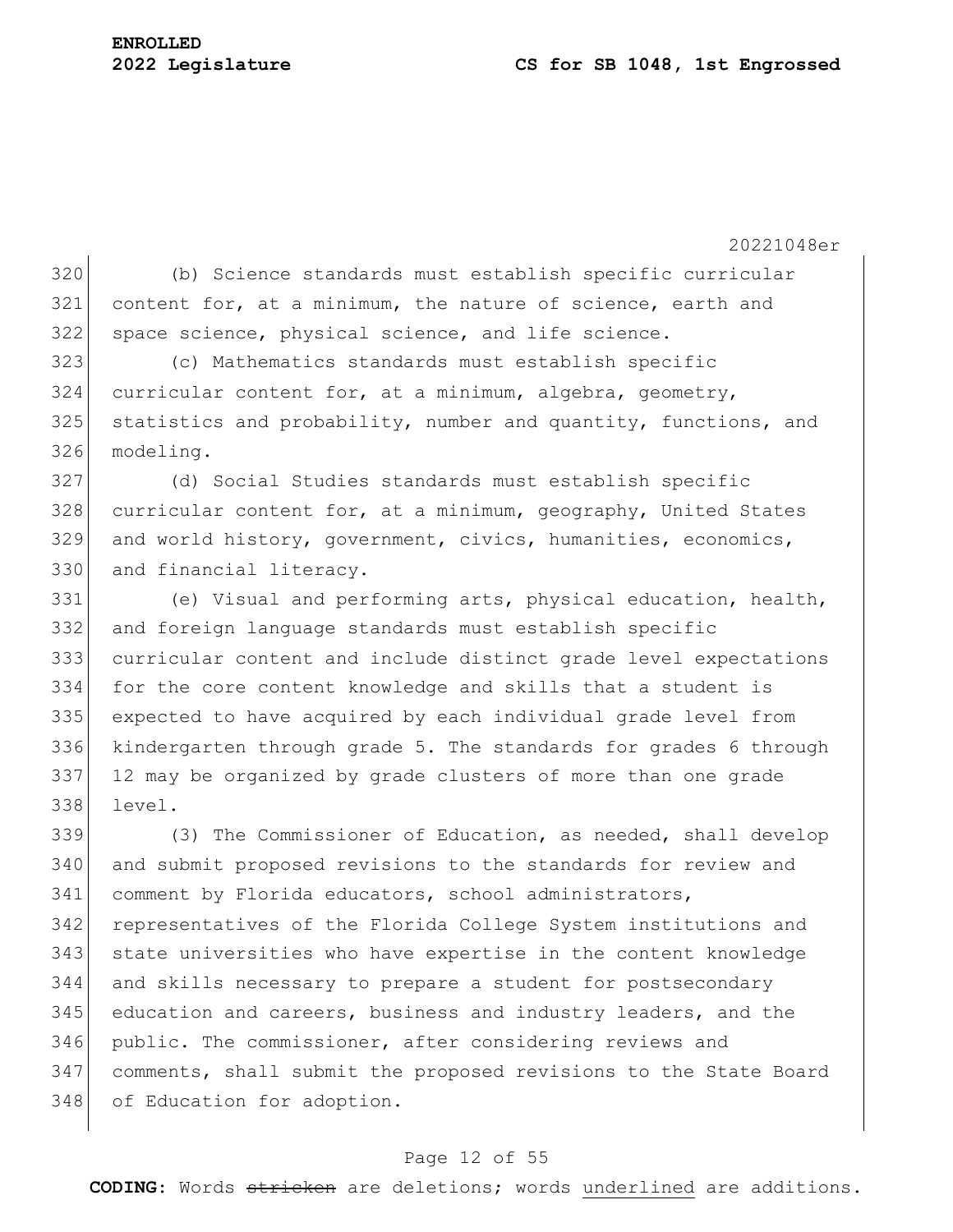(b) Science standards must establish specific curricular content for, at a minimum, the nature of science, earth and space science, physical science, and life science.

(c) Mathematics standards must establish specific curricular content for, at a minimum, algebra, geometry, statistics and probability, number and quantity, functions, and modeling.

(d) Social Studies standards must establish specific curricular content for, at a minimum, geography, United States and world history, government, civics, humanities, economics, and financial literacy.

(e) Visual and performing arts, physical education, health, and foreign language standards must establish specific curricular content and include distinct grade level expectations for the core content knowledge and skills that a student is expected to have acquired by each individual grade level from kindergarten through grade 5. The standards for grades 6 through 12 may be organized by grade clusters of more than one grade level.

(3) The Commissioner of Education, as needed, shall develop and submit proposed revisions to the standards for review and comment by Florida educators, school administrators, representatives of the Florida College System institutions and state universities who have expertise in the content knowledge and skills necessary to prepare a student for postsecondary education and careers, business and industry leaders, and the public. The commissioner, after considering reviews and comments, shall submit the proposed revisions to the State Board of Education for adoption.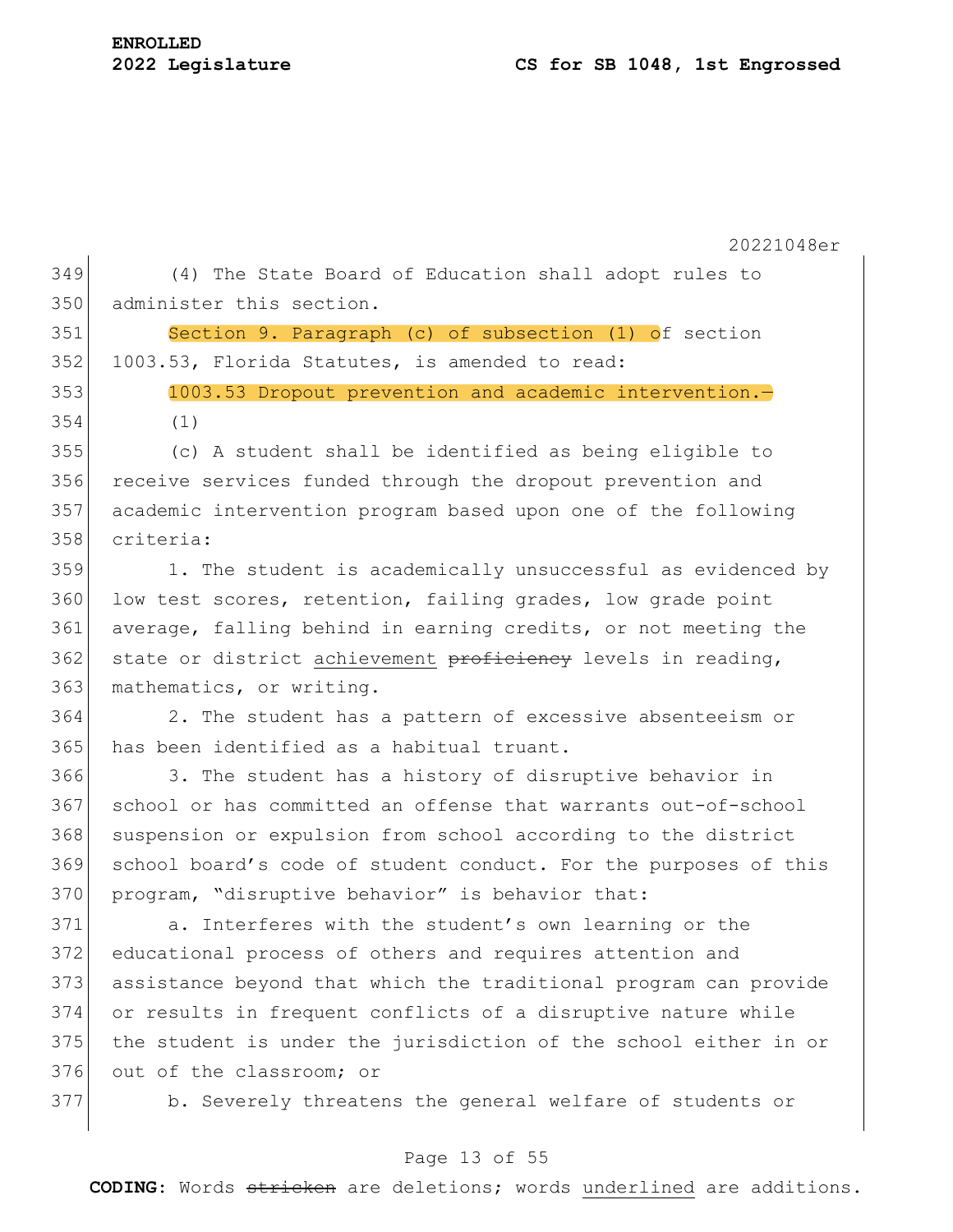(4) The State Board of Education shall adopt rules to administer this section.

Section 9. Paragraph (c) of subsection (1) of section 1003.53, Florida Statutes, is amended to read:

1003.53 Dropout prevention and academic intervention.—

(1)

(c) A student shall be identified as being eligible to receive services funded through the dropout prevention and academic intervention program based upon one of the following criteria:

1. The student is academically unsuccessful as evidenced by low test scores, retention, failing grades, low grade point average, falling behind in earning credits, or not meeting the state or district <u>achievement</u> ~~proficiency~~ levels in reading, mathematics, or writing.

2. The student has a pattern of excessive absenteeism or has been identified as a habitual truant.

3. The student has a history of disruptive behavior in school or has committed an offense that warrants out-of-school suspension or expulsion from school according to the district school board's code of student conduct. For the purposes of this program, "disruptive behavior" is behavior that:

a. Interferes with the student's own learning or the educational process of others and requires attention and assistance beyond that which the traditional program can provide or results in frequent conflicts of a disruptive nature while the student is under the jurisdiction of the school either in or out of the classroom; or

b. Severely threatens the general welfare of students or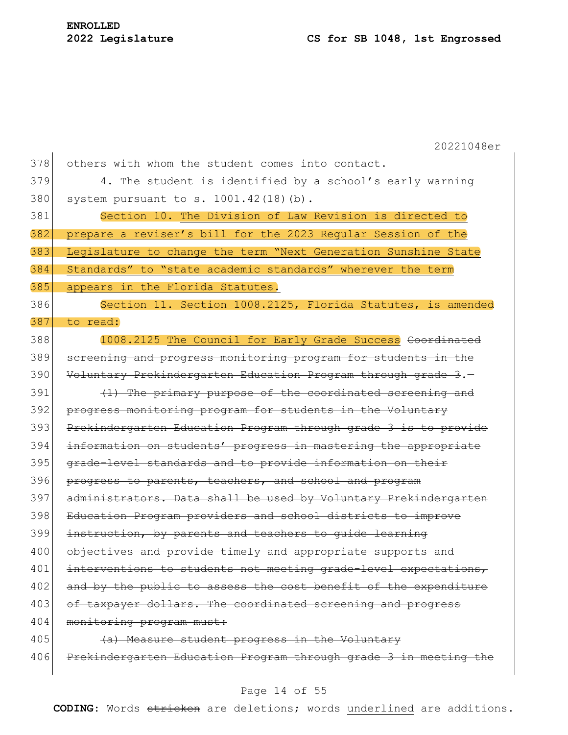others with whom the student comes into contact.

4. The student is identified by a school's early warning system pursuant to s. 1001.42(18)(b).

Section 10. <u>The Division of Law Revision is directed to prepare a reviser's bill for the 2023 Regular Session of the Legislature to change the term "Next Generation Sunshine State Standards" to "state academic standards" wherever the term appears in the Florida Statutes.</u>

Section 11. Section 1008.2125, Florida Statutes, is amended to read:

1008.2125 <u>The Council for Early Grade Success</u> ~~Coordinated screening and progress monitoring program for students in the Voluntary Prekindergarten Education Program through grade 3~~.—

~~(1) The primary purpose of the coordinated screening and progress monitoring program for students in the Voluntary Prekindergarten Education Program through grade 3 is to provide information on students' progress in mastering the appropriate grade-level standards and to provide information on their progress to parents, teachers, and school and program administrators. Data shall be used by Voluntary Prekindergarten Education Program providers and school districts to improve instruction, by parents and teachers to guide learning objectives and provide timely and appropriate supports and interventions to students not meeting grade-level expectations, and by the public to assess the cost benefit of the expenditure of taxpayer dollars. The coordinated screening and progress monitoring program must:~~

~~(a) Measure student progress in the Voluntary Prekindergarten Education Program through grade 3 in meeting the~~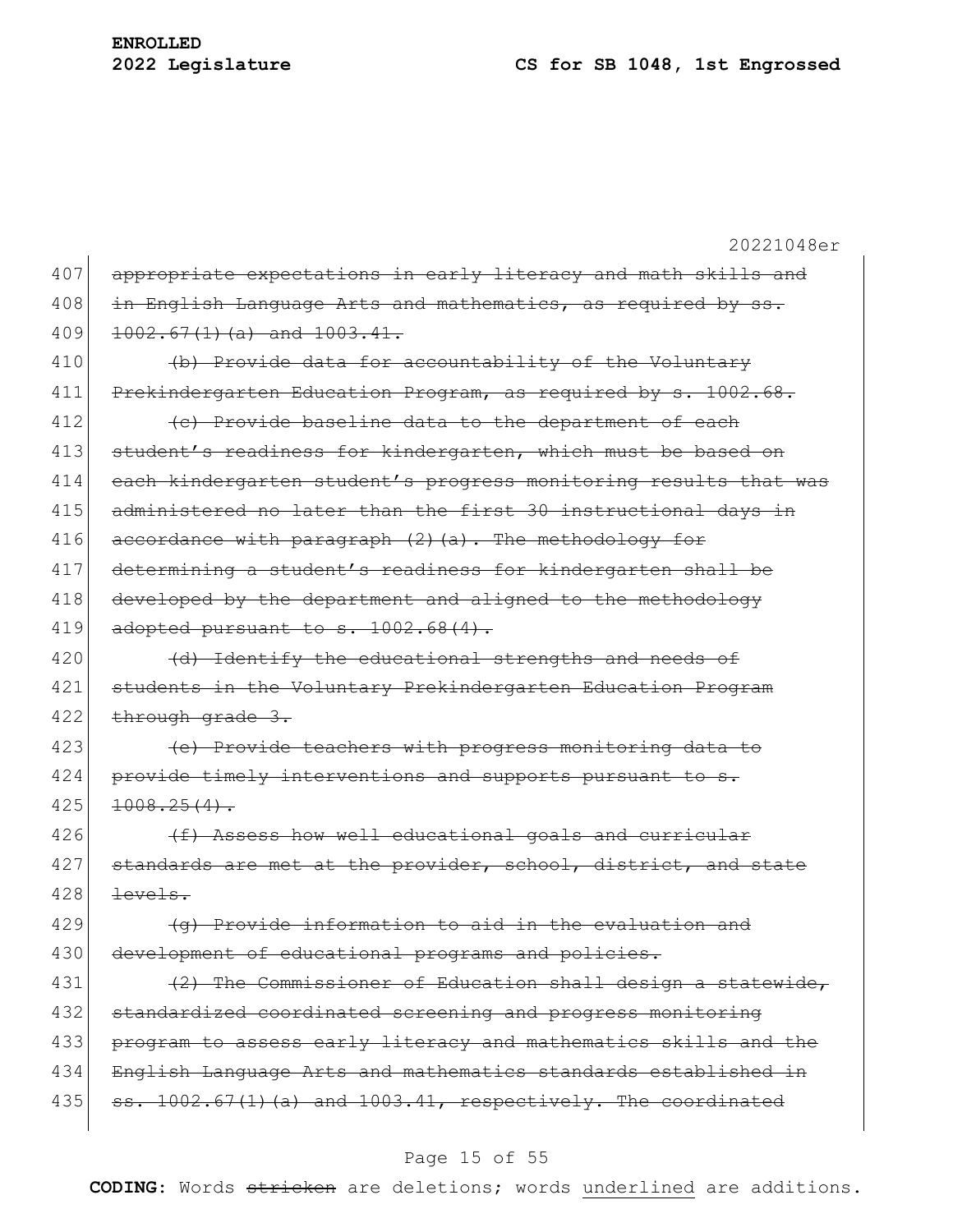407 ~~appropriate expectations in early literacy and math skills and~~
408 ~~in English Language Arts and mathematics, as required by ss.~~
409 ~~1002.67(1)(a) and 1003.41.~~

410 ~~(b) Provide data for accountability of the Voluntary~~
411 ~~Prekindergarten Education Program, as required by s. 1002.68.~~

412 ~~(c) Provide baseline data to the department of each~~
413 ~~student's readiness for kindergarten, which must be based on~~
414 ~~each kindergarten student's progress monitoring results that was~~
415 ~~administered no later than the first 30 instructional days in~~
416 ~~accordance with paragraph (2)(a). The methodology for~~
417 ~~determining a student's readiness for kindergarten shall be~~
418 ~~developed by the department and aligned to the methodology~~
419 ~~adopted pursuant to s. 1002.68(4).~~

420 ~~(d) Identify the educational strengths and needs of~~
421 ~~students in the Voluntary Prekindergarten Education Program~~
422 ~~through grade 3.~~

423 ~~(e) Provide teachers with progress monitoring data to~~
424 ~~provide timely interventions and supports pursuant to s.~~
425 ~~1008.25(4).~~

426 ~~(f) Assess how well educational goals and curricular~~
427 ~~standards are met at the provider, school, district, and state~~
428 ~~levels.~~

429 ~~(g) Provide information to aid in the evaluation and~~
430 ~~development of educational programs and policies.~~

431 ~~(2) The Commissioner of Education shall design a statewide,~~
432 ~~standardized coordinated screening and progress monitoring~~
433 ~~program to assess early literacy and mathematics skills and the~~
434 ~~English Language Arts and mathematics standards established in~~
435 ~~ss. 1002.67(1)(a) and 1003.41, respectively. The coordinated~~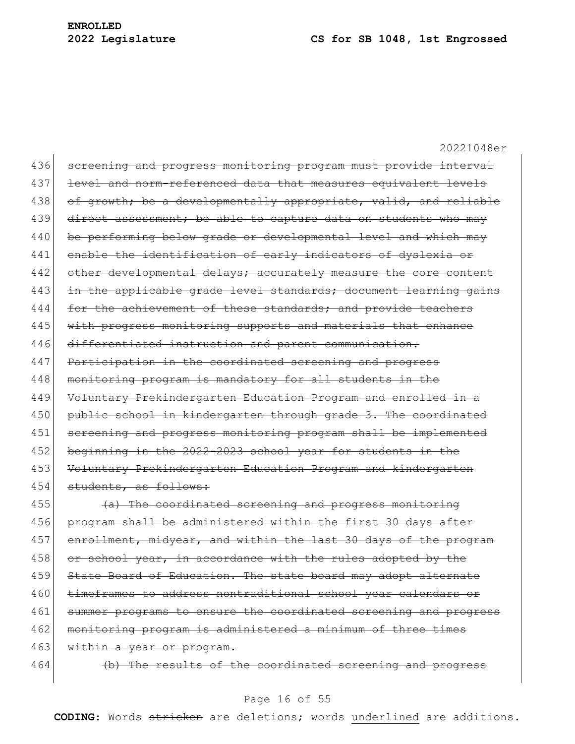~~screening and progress monitoring program must provide interval level and norm-referenced data that measures equivalent levels of growth; be a developmentally appropriate, valid, and reliable direct assessment; be able to capture data on students who may be performing below grade or developmental level and which may enable the identification of early indicators of dyslexia or other developmental delays; accurately measure the core content in the applicable grade level standards; document learning gains for the achievement of these standards; and provide teachers with progress monitoring supports and materials that enhance differentiated instruction and parent communication. Participation in the coordinated screening and progress monitoring program is mandatory for all students in the Voluntary Prekindergarten Education Program and enrolled in a public school in kindergarten through grade 3. The coordinated screening and progress monitoring program shall be implemented beginning in the 2022-2023 school year for students in the Voluntary Prekindergarten Education Program and kindergarten students, as follows:~~

~~(a) The coordinated screening and progress monitoring program shall be administered within the first 30 days after enrollment, midyear, and within the last 30 days of the program or school year, in accordance with the rules adopted by the State Board of Education. The state board may adopt alternate timeframes to address nontraditional school year calendars or summer programs to ensure the coordinated screening and progress monitoring program is administered a minimum of three times within a year or program.~~

~~(b) The results of the coordinated screening and progress~~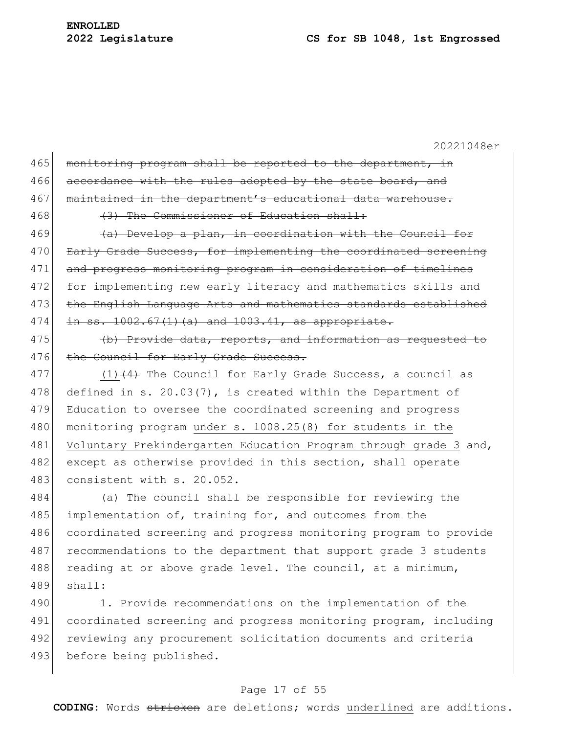~~monitoring program shall be reported to the department, in accordance with the rules adopted by the state board, and maintained in the department's educational data warehouse.~~

~~(3) The Commissioner of Education shall:~~

~~(a) Develop a plan, in coordination with the Council for Early Grade Success, for implementing the coordinated screening and progress monitoring program in consideration of timelines for implementing new early literacy and mathematics skills and the English Language Arts and mathematics standards established in ss. 1002.67(1)(a) and 1003.41, as appropriate.~~

~~(b) Provide data, reports, and information as requested to the Council for Early Grade Success.~~

<u>(1)</u>~~(4)~~ The Council for Early Grade Success, a council as defined in s. 20.03(7), is created within the Department of Education to oversee the coordinated screening and progress monitoring program <u>under s. 1008.25(8) for students in the Voluntary Prekindergarten Education Program through grade 3</u> and, except as otherwise provided in this section, shall operate consistent with s. 20.052.

(a) The council shall be responsible for reviewing the implementation of, training for, and outcomes from the coordinated screening and progress monitoring program to provide recommendations to the department that support grade 3 students reading at or above grade level. The council, at a minimum, shall:

1. Provide recommendations on the implementation of the coordinated screening and progress monitoring program, including reviewing any procurement solicitation documents and criteria before being published.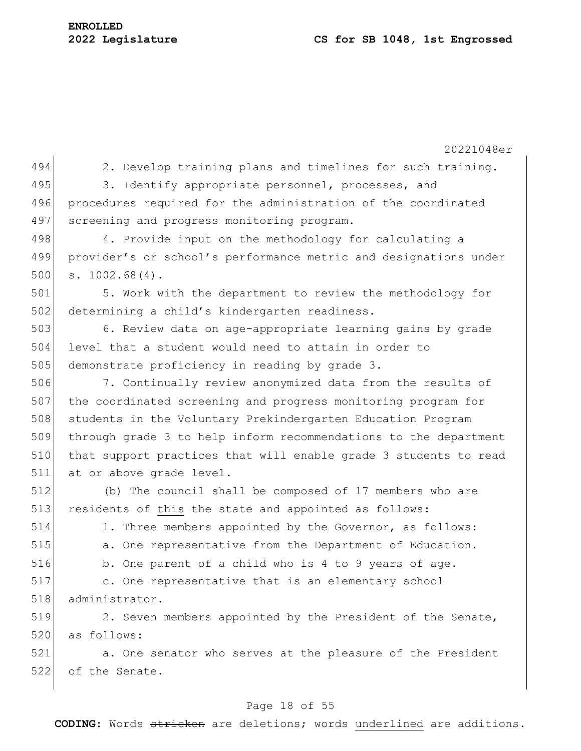2. Develop training plans and timelines for such training.

3. Identify appropriate personnel, processes, and procedures required for the administration of the coordinated screening and progress monitoring program.

4. Provide input on the methodology for calculating a provider's or school's performance metric and designations under s. 1002.68(4).

5. Work with the department to review the methodology for determining a child's kindergarten readiness.

6. Review data on age-appropriate learning gains by grade level that a student would need to attain in order to demonstrate proficiency in reading by grade 3.

7. Continually review anonymized data from the results of the coordinated screening and progress monitoring program for students in the Voluntary Prekindergarten Education Program through grade 3 to help inform recommendations to the department that support practices that will enable grade 3 students to read at or above grade level.

(b) The council shall be composed of 17 members who are residents of <u>this</u> ~~the~~ state and appointed as follows:

1. Three members appointed by the Governor, as follows:

a. One representative from the Department of Education.

b. One parent of a child who is 4 to 9 years of age.

c. One representative that is an elementary school administrator.

2. Seven members appointed by the President of the Senate, as follows:

a. One senator who serves at the pleasure of the President of the Senate.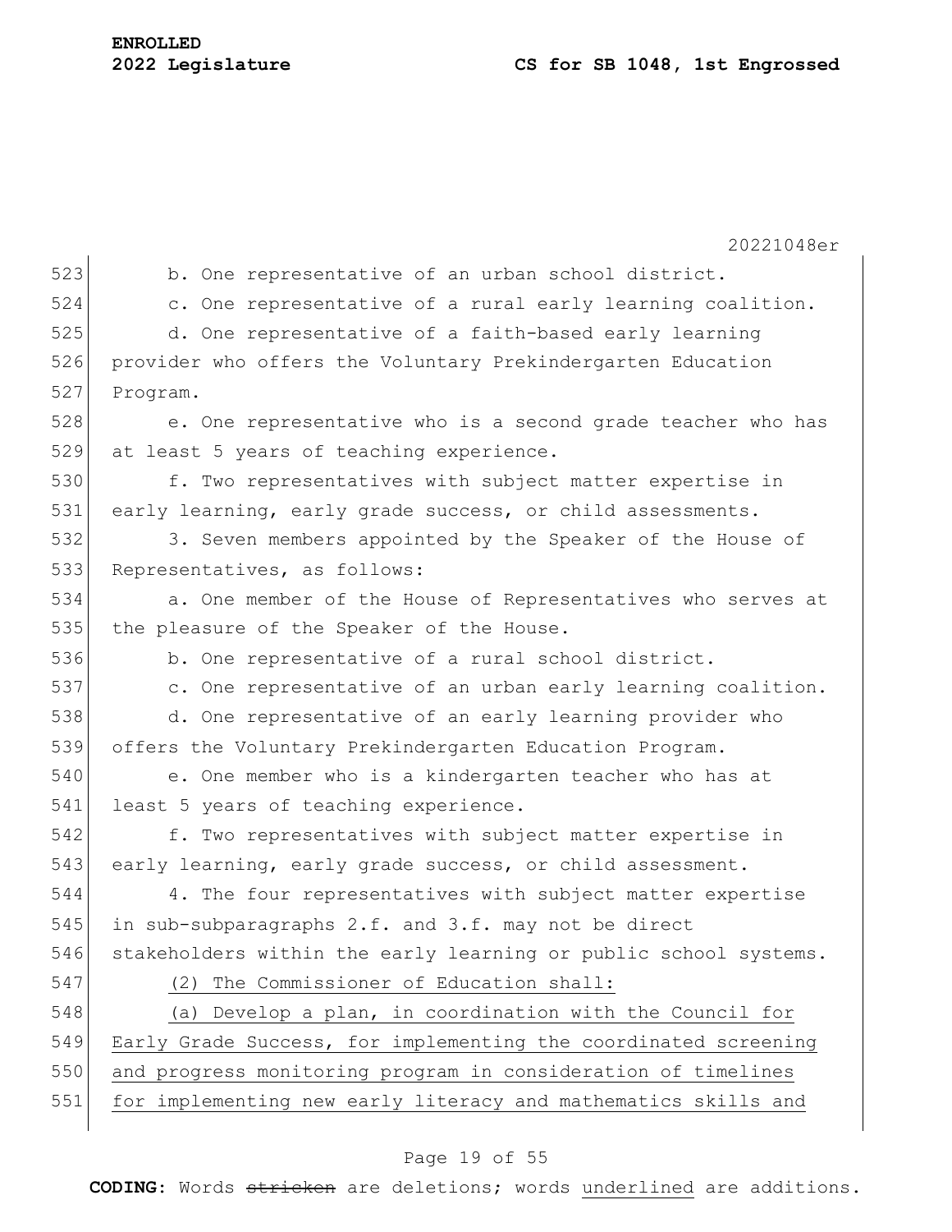b. One representative of an urban school district.

c. One representative of a rural early learning coalition.

d. One representative of a faith-based early learning provider who offers the Voluntary Prekindergarten Education Program.

e. One representative who is a second grade teacher who has at least 5 years of teaching experience.

f. Two representatives with subject matter expertise in early learning, early grade success, or child assessments.

3. Seven members appointed by the Speaker of the House of Representatives, as follows:

a. One member of the House of Representatives who serves at the pleasure of the Speaker of the House.

b. One representative of a rural school district.

c. One representative of an urban early learning coalition.

d. One representative of an early learning provider who offers the Voluntary Prekindergarten Education Program.

e. One member who is a kindergarten teacher who has at least 5 years of teaching experience.

f. Two representatives with subject matter expertise in early learning, early grade success, or child assessment.

4. The four representatives with subject matter expertise in sub-subparagraphs 2.f. and 3.f. may not be direct stakeholders within the early learning or public school systems.

<u>(2) The Commissioner of Education shall:</u>

<u>(a) Develop a plan, in coordination with the Council for Early Grade Success, for implementing the coordinated screening and progress monitoring program in consideration of timelines for implementing new early literacy and mathematics skills and</u>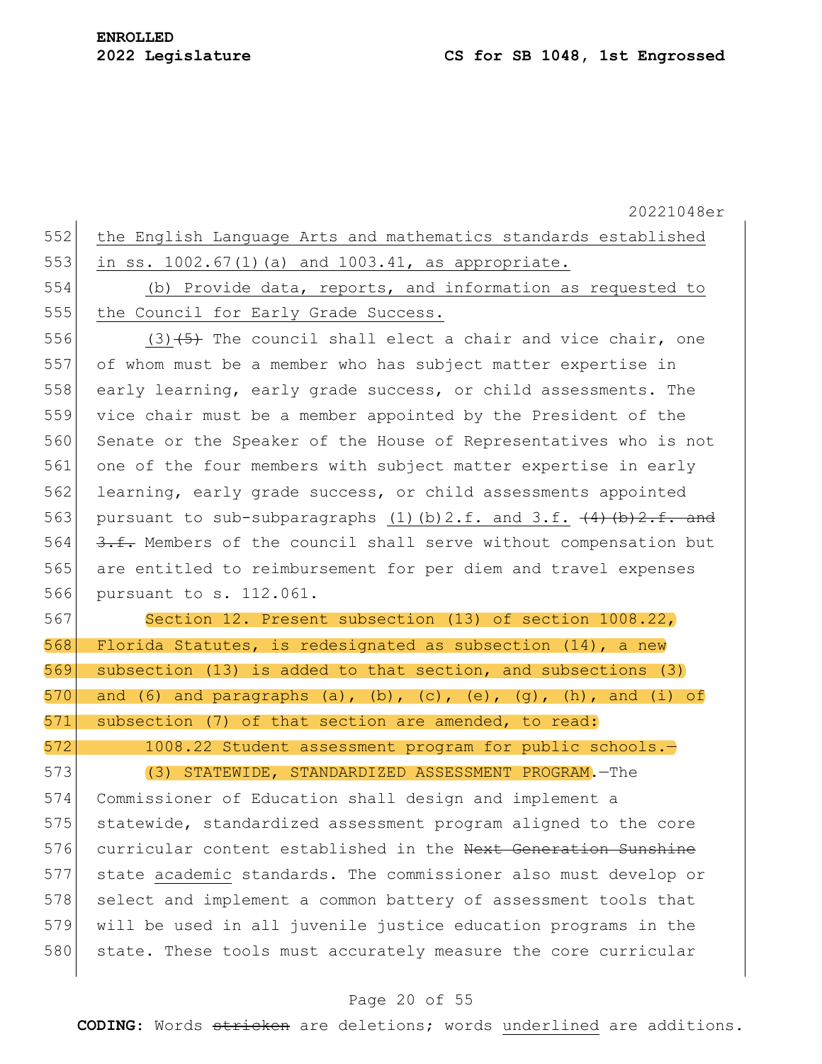the English Language Arts and mathematics standards established in ss. 1002.67(1)(a) and 1003.41, as appropriate.

(b) Provide data, reports, and information as requested to the Council for Early Grade Success.

(3)~~(5)~~ The council shall elect a chair and vice chair, one of whom must be a member who has subject matter expertise in early learning, early grade success, or child assessments. The vice chair must be a member appointed by the President of the Senate or the Speaker of the House of Representatives who is not one of the four members with subject matter expertise in early learning, early grade success, or child assessments appointed pursuant to sub-subparagraphs (1)(b)2.f. and 3.f. ~~(4)(b)2.f. and 3.f.~~ Members of the council shall serve without compensation but are entitled to reimbursement for per diem and travel expenses pursuant to s. 112.061.

Section 12. Present subsection (13) of section 1008.22, Florida Statutes, is redesignated as subsection (14), a new subsection (13) is added to that section, and subsections (3) and (6) and paragraphs (a), (b), (c), (e), (g), (h), and (i) of subsection (7) of that section are amended, to read:

1008.22 Student assessment program for public schools.—

(3) STATEWIDE, STANDARDIZED ASSESSMENT PROGRAM.—The Commissioner of Education shall design and implement a statewide, standardized assessment program aligned to the core curricular content established in the ~~Next Generation Sunshine~~ state academic standards. The commissioner also must develop or select and implement a common battery of assessment tools that will be used in all juvenile justice education programs in the state. These tools must accurately measure the core curricular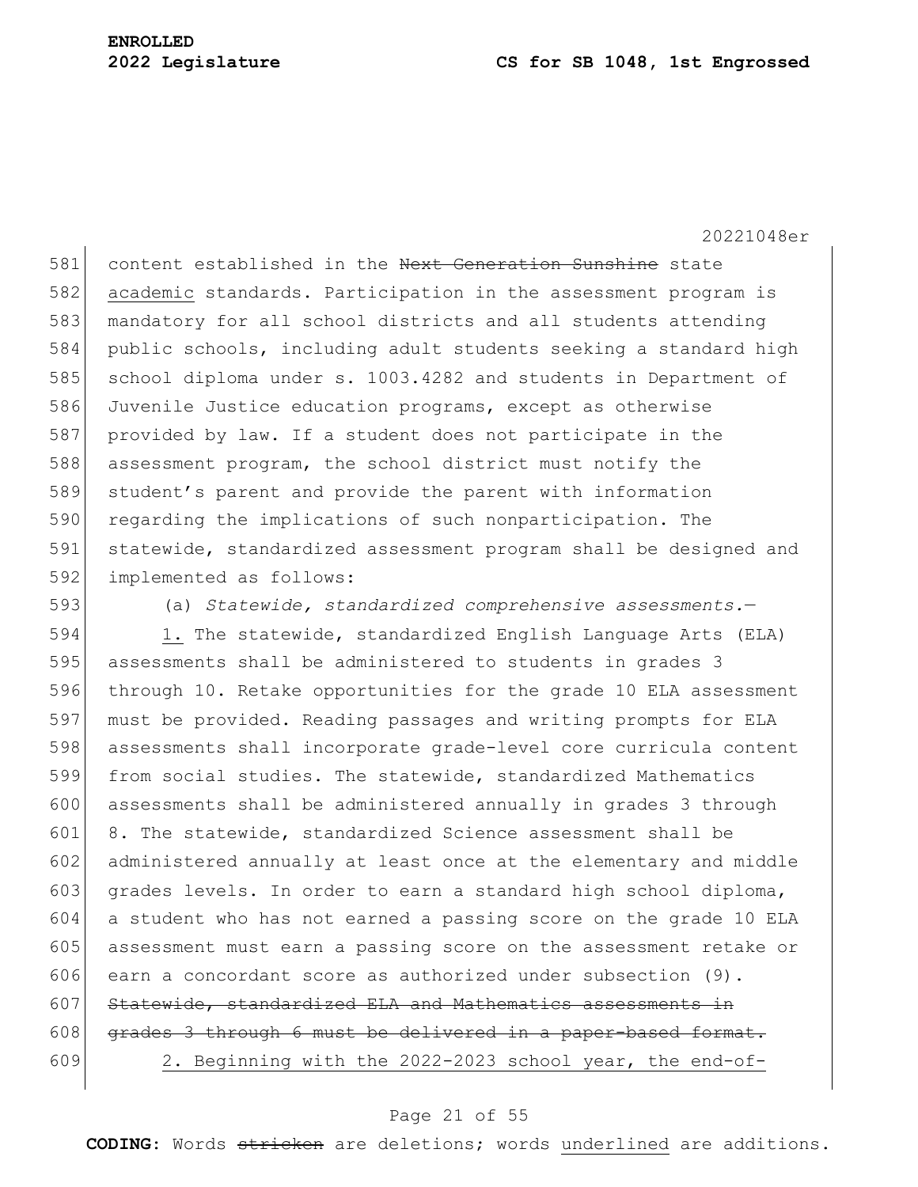content established in the ~~Next Generation Sunshine~~ state <u>academic</u> standards. Participation in the assessment program is mandatory for all school districts and all students attending public schools, including adult students seeking a standard high school diploma under s. 1003.4282 and students in Department of Juvenile Justice education programs, except as otherwise provided by law. If a student does not participate in the assessment program, the school district must notify the student's parent and provide the parent with information regarding the implications of such nonparticipation. The statewide, standardized assessment program shall be designed and implemented as follows:

(a) *Statewide, standardized comprehensive assessments.*—

<u>1.</u> The statewide, standardized English Language Arts (ELA) assessments shall be administered to students in grades 3 through 10. Retake opportunities for the grade 10 ELA assessment must be provided. Reading passages and writing prompts for ELA assessments shall incorporate grade-level core curricula content from social studies. The statewide, standardized Mathematics assessments shall be administered annually in grades 3 through 8. The statewide, standardized Science assessment shall be administered annually at least once at the elementary and middle grades levels. In order to earn a standard high school diploma, a student who has not earned a passing score on the grade 10 ELA assessment must earn a passing score on the assessment retake or earn a concordant score as authorized under subsection (9). ~~Statewide, standardized ELA and Mathematics assessments in grades 3 through 6 must be delivered in a paper-based format.~~

<u>2. Beginning with the 2022-2023 school year, the end-of-</u>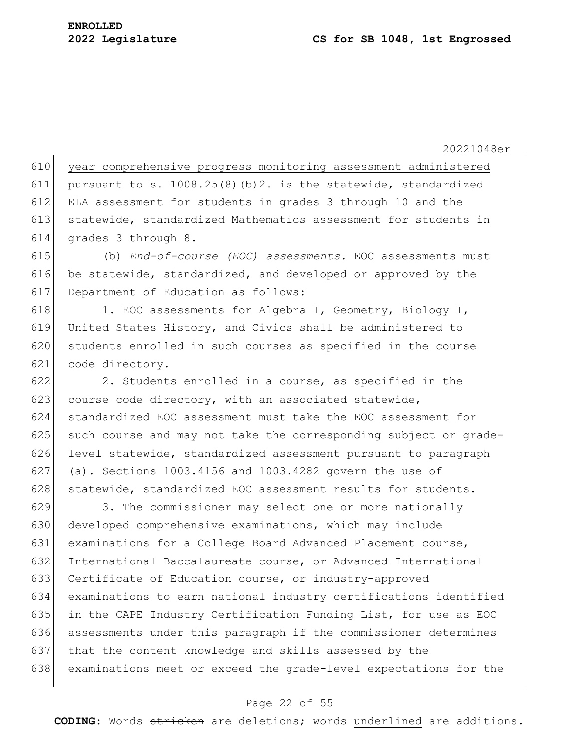year comprehensive progress monitoring assessment administered pursuant to s. 1008.25(8)(b)2. is the statewide, standardized ELA assessment for students in grades 3 through 10 and the statewide, standardized Mathematics assessment for students in grades 3 through 8.

(b) *End-of-course (EOC) assessments.*—EOC assessments must be statewide, standardized, and developed or approved by the Department of Education as follows:

1. EOC assessments for Algebra I, Geometry, Biology I, United States History, and Civics shall be administered to students enrolled in such courses as specified in the course code directory.

2. Students enrolled in a course, as specified in the course code directory, with an associated statewide, standardized EOC assessment must take the EOC assessment for such course and may not take the corresponding subject or grade-level statewide, standardized assessment pursuant to paragraph (a). Sections 1003.4156 and 1003.4282 govern the use of statewide, standardized EOC assessment results for students.

3. The commissioner may select one or more nationally developed comprehensive examinations, which may include examinations for a College Board Advanced Placement course, International Baccalaureate course, or Advanced International Certificate of Education course, or industry-approved examinations to earn national industry certifications identified in the CAPE Industry Certification Funding List, for use as EOC assessments under this paragraph if the commissioner determines that the content knowledge and skills assessed by the examinations meet or exceed the grade-level expectations for the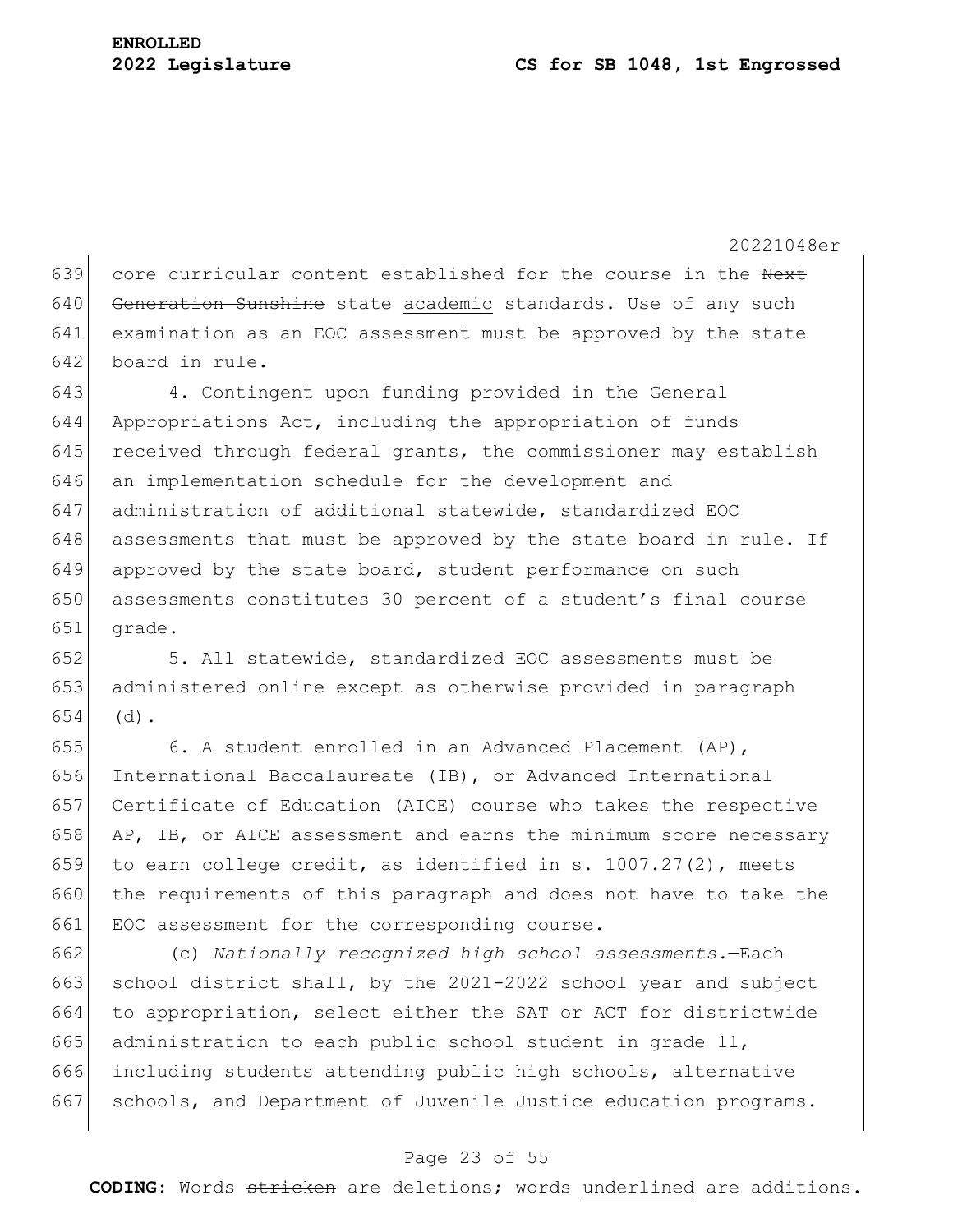core curricular content established for the course in the ~~Next Generation Sunshine~~ state <u>academic</u> standards. Use of any such examination as an EOC assessment must be approved by the state board in rule.

4. Contingent upon funding provided in the General Appropriations Act, including the appropriation of funds received through federal grants, the commissioner may establish an implementation schedule for the development and administration of additional statewide, standardized EOC assessments that must be approved by the state board in rule. If approved by the state board, student performance on such assessments constitutes 30 percent of a student's final course grade.

5. All statewide, standardized EOC assessments must be administered online except as otherwise provided in paragraph (d).

6. A student enrolled in an Advanced Placement (AP), International Baccalaureate (IB), or Advanced International Certificate of Education (AICE) course who takes the respective AP, IB, or AICE assessment and earns the minimum score necessary to earn college credit, as identified in s. 1007.27(2), meets the requirements of this paragraph and does not have to take the EOC assessment for the corresponding course.

(c) *Nationally recognized high school assessments.*—Each school district shall, by the 2021-2022 school year and subject to appropriation, select either the SAT or ACT for districtwide administration to each public school student in grade 11, including students attending public high schools, alternative schools, and Department of Juvenile Justice education programs.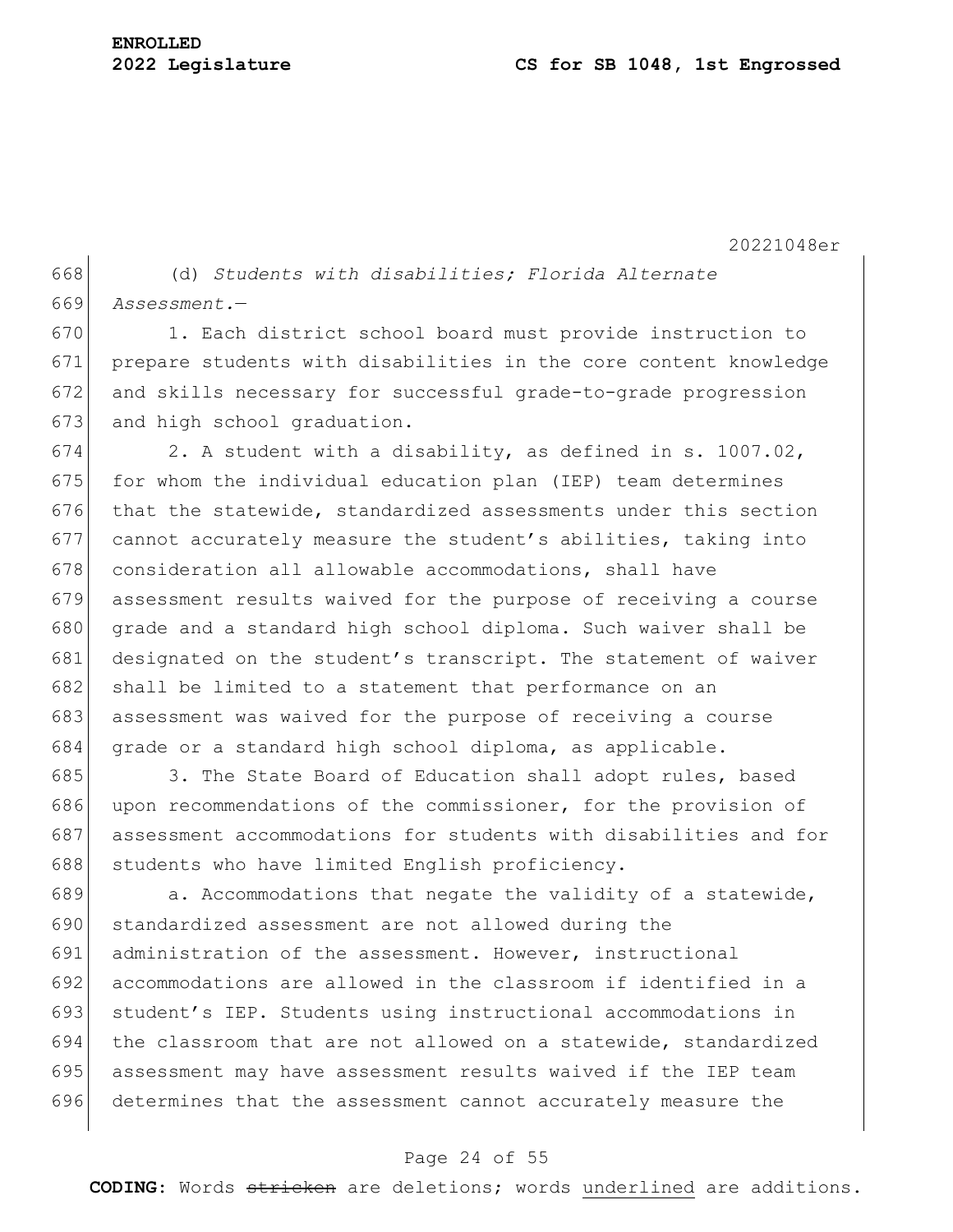(d) *Students with disabilities; Florida Alternate Assessment.*—

1. Each district school board must provide instruction to prepare students with disabilities in the core content knowledge and skills necessary for successful grade-to-grade progression and high school graduation.

2. A student with a disability, as defined in s. 1007.02, for whom the individual education plan (IEP) team determines that the statewide, standardized assessments under this section cannot accurately measure the student's abilities, taking into consideration all allowable accommodations, shall have assessment results waived for the purpose of receiving a course grade and a standard high school diploma. Such waiver shall be designated on the student's transcript. The statement of waiver shall be limited to a statement that performance on an assessment was waived for the purpose of receiving a course grade or a standard high school diploma, as applicable.

3. The State Board of Education shall adopt rules, based upon recommendations of the commissioner, for the provision of assessment accommodations for students with disabilities and for students who have limited English proficiency.

a. Accommodations that negate the validity of a statewide, standardized assessment are not allowed during the administration of the assessment. However, instructional accommodations are allowed in the classroom if identified in a student's IEP. Students using instructional accommodations in the classroom that are not allowed on a statewide, standardized assessment may have assessment results waived if the IEP team determines that the assessment cannot accurately measure the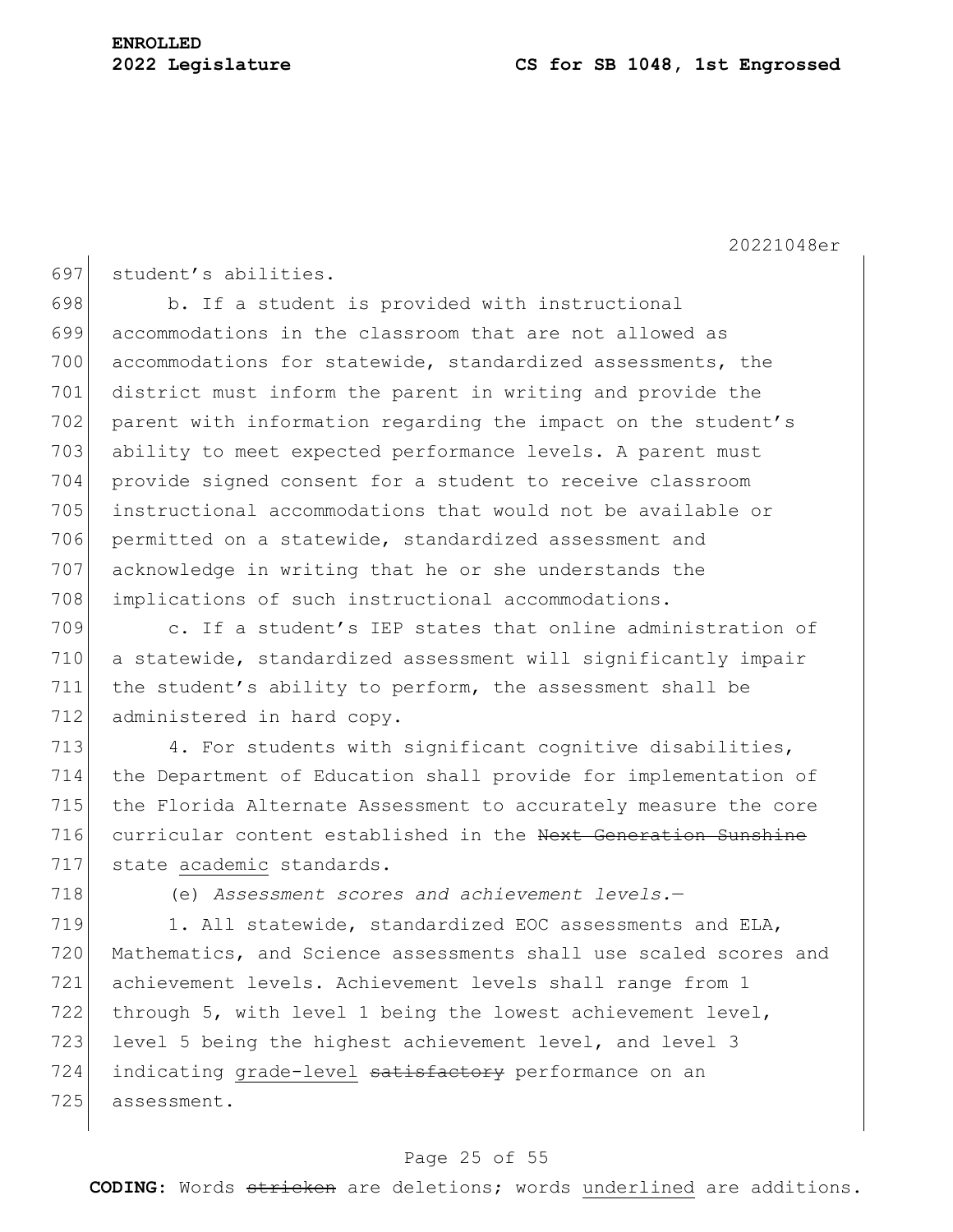student's abilities.

b. If a student is provided with instructional accommodations in the classroom that are not allowed as accommodations for statewide, standardized assessments, the district must inform the parent in writing and provide the parent with information regarding the impact on the student's ability to meet expected performance levels. A parent must provide signed consent for a student to receive classroom instructional accommodations that would not be available or permitted on a statewide, standardized assessment and acknowledge in writing that he or she understands the implications of such instructional accommodations.

c. If a student's IEP states that online administration of a statewide, standardized assessment will significantly impair the student's ability to perform, the assessment shall be administered in hard copy.

4. For students with significant cognitive disabilities, the Department of Education shall provide for implementation of the Florida Alternate Assessment to accurately measure the core curricular content established in the ~~Next Generation Sunshine~~ state <u>academic</u> standards.

(e) *Assessment scores and achievement levels.*—

1. All statewide, standardized EOC assessments and ELA, Mathematics, and Science assessments shall use scaled scores and achievement levels. Achievement levels shall range from 1 through 5, with level 1 being the lowest achievement level, level 5 being the highest achievement level, and level 3 indicating <u>grade-level</u> ~~satisfactory~~ performance on an assessment.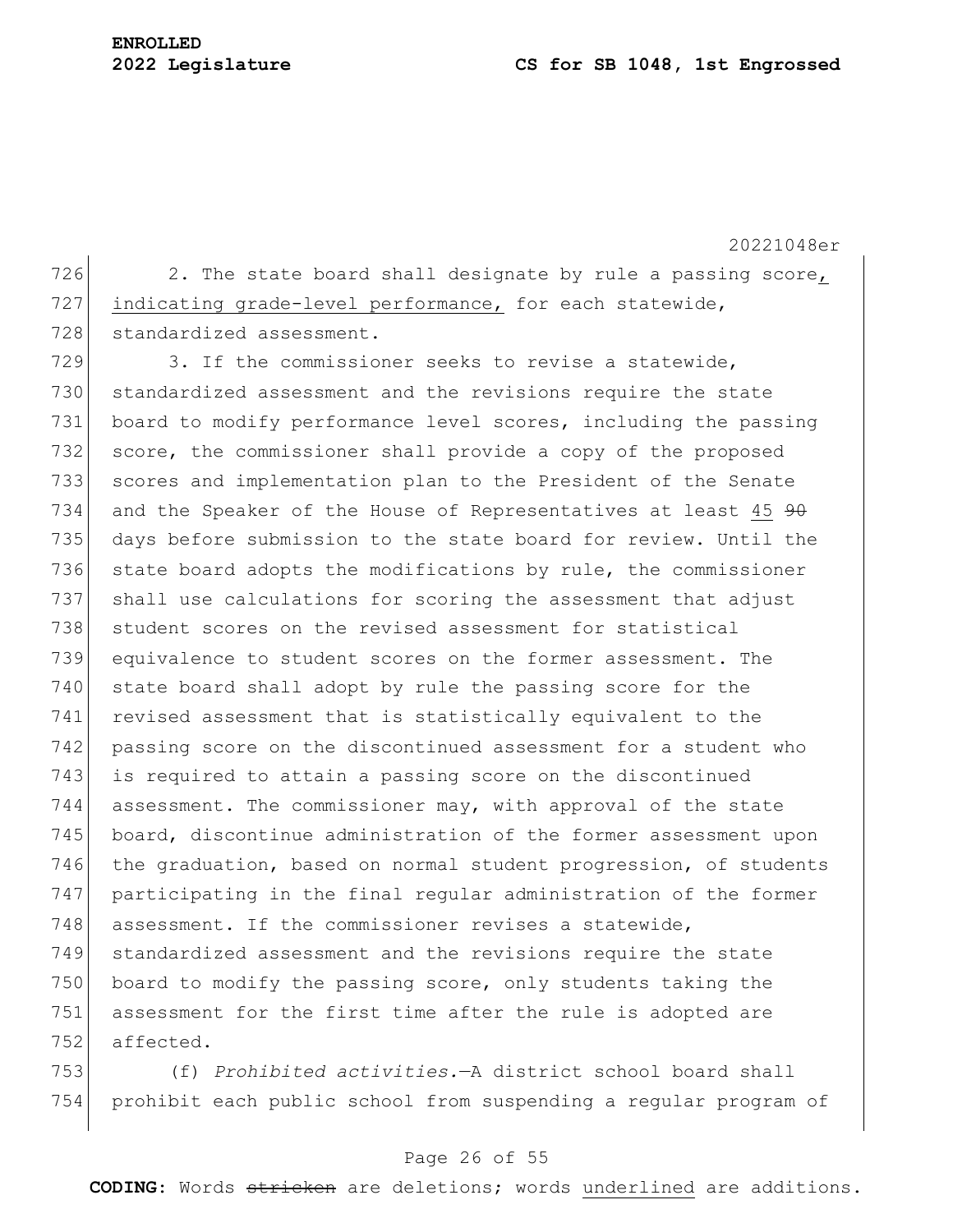2. The state board shall designate by rule a passing score, indicating grade-level performance, for each statewide, standardized assessment.

3. If the commissioner seeks to revise a statewide, standardized assessment and the revisions require the state board to modify performance level scores, including the passing score, the commissioner shall provide a copy of the proposed scores and implementation plan to the President of the Senate and the Speaker of the House of Representatives at least 45 ~~90~~ days before submission to the state board for review. Until the state board adopts the modifications by rule, the commissioner shall use calculations for scoring the assessment that adjust student scores on the revised assessment for statistical equivalence to student scores on the former assessment. The state board shall adopt by rule the passing score for the revised assessment that is statistically equivalent to the passing score on the discontinued assessment for a student who is required to attain a passing score on the discontinued assessment. The commissioner may, with approval of the state board, discontinue administration of the former assessment upon the graduation, based on normal student progression, of students participating in the final regular administration of the former assessment. If the commissioner revises a statewide, standardized assessment and the revisions require the state board to modify the passing score, only students taking the assessment for the first time after the rule is adopted are affected.

(f) *Prohibited activities.*—A district school board shall prohibit each public school from suspending a regular program of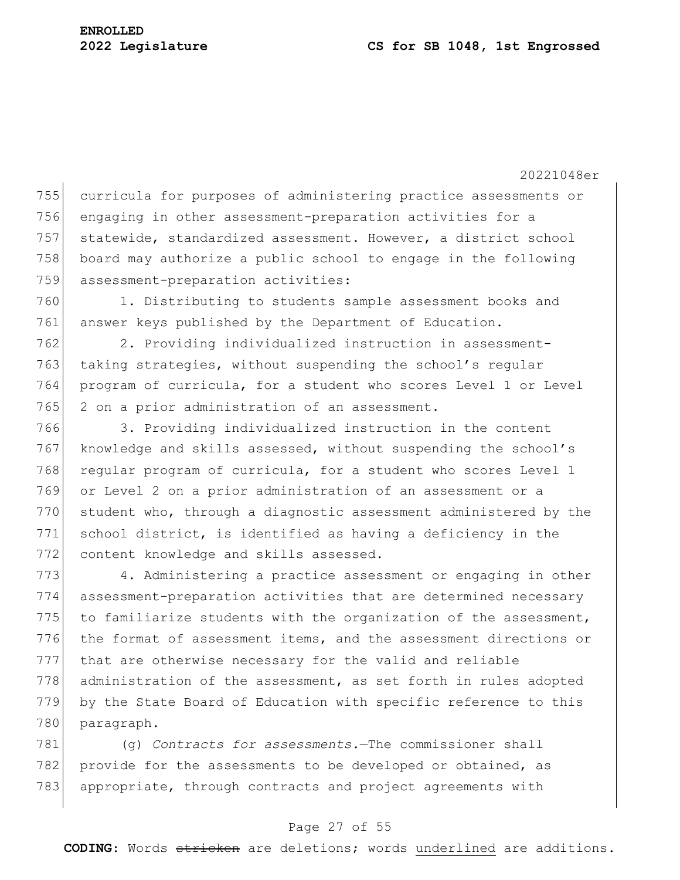curricula for purposes of administering practice assessments or engaging in other assessment-preparation activities for a statewide, standardized assessment. However, a district school board may authorize a public school to engage in the following assessment-preparation activities:

1. Distributing to students sample assessment books and answer keys published by the Department of Education.

2. Providing individualized instruction in assessment-taking strategies, without suspending the school's regular program of curricula, for a student who scores Level 1 or Level 2 on a prior administration of an assessment.

3. Providing individualized instruction in the content knowledge and skills assessed, without suspending the school's regular program of curricula, for a student who scores Level 1 or Level 2 on a prior administration of an assessment or a student who, through a diagnostic assessment administered by the school district, is identified as having a deficiency in the content knowledge and skills assessed.

4. Administering a practice assessment or engaging in other assessment-preparation activities that are determined necessary to familiarize students with the organization of the assessment, the format of assessment items, and the assessment directions or that are otherwise necessary for the valid and reliable administration of the assessment, as set forth in rules adopted by the State Board of Education with specific reference to this paragraph.

(g) *Contracts for assessments.*—The commissioner shall provide for the assessments to be developed or obtained, as appropriate, through contracts and project agreements with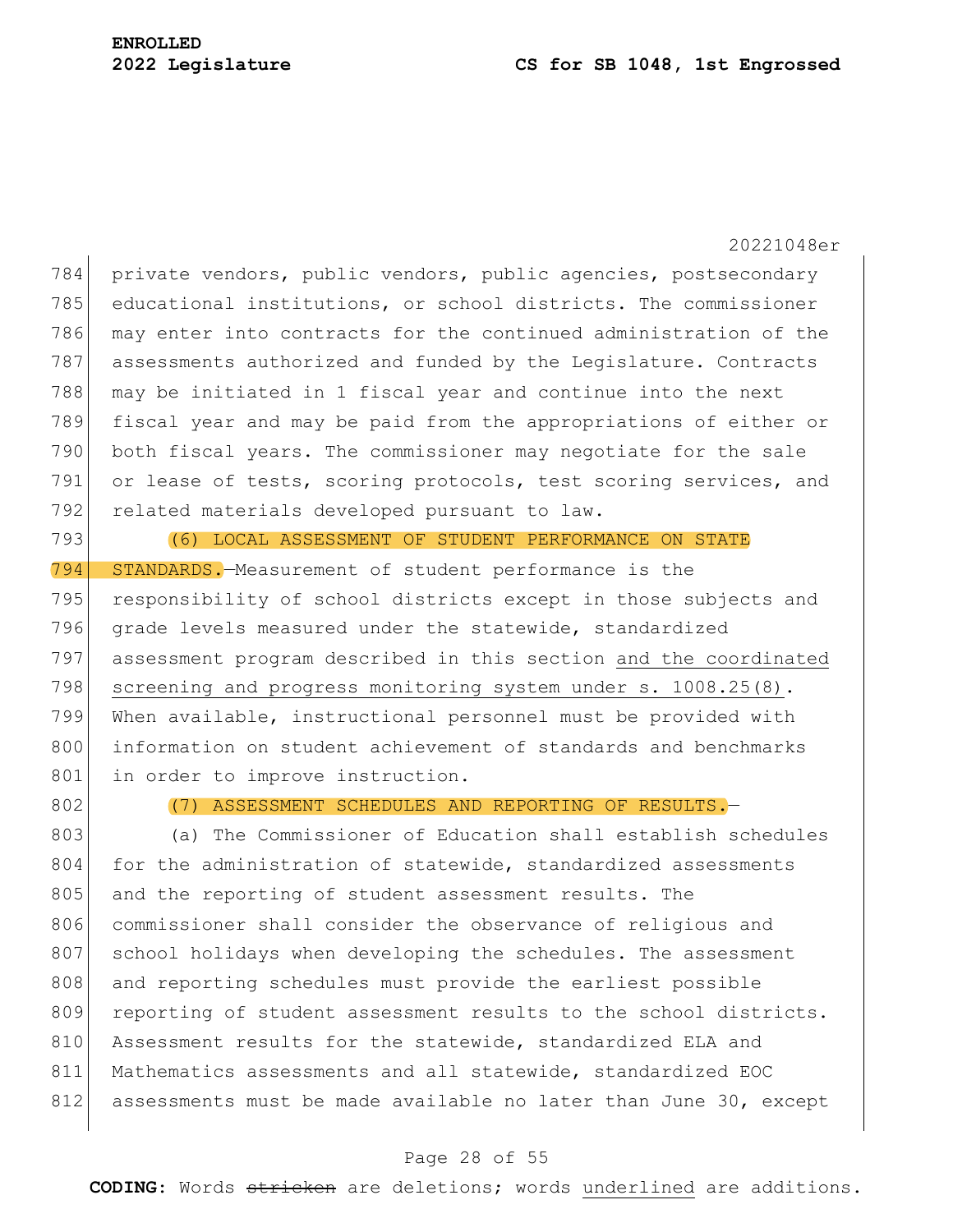private vendors, public vendors, public agencies, postsecondary educational institutions, or school districts. The commissioner may enter into contracts for the continued administration of the assessments authorized and funded by the Legislature. Contracts may be initiated in 1 fiscal year and continue into the next fiscal year and may be paid from the appropriations of either or both fiscal years. The commissioner may negotiate for the sale or lease of tests, scoring protocols, test scoring services, and related materials developed pursuant to law.

(6) LOCAL ASSESSMENT OF STUDENT PERFORMANCE ON STATE STANDARDS.—Measurement of student performance is the responsibility of school districts except in those subjects and grade levels measured under the statewide, standardized assessment program described in this section <u>and the coordinated screening and progress monitoring system under s. 1008.25(8)</u>. When available, instructional personnel must be provided with information on student achievement of standards and benchmarks in order to improve instruction.

(7) ASSESSMENT SCHEDULES AND REPORTING OF RESULTS.—

(a) The Commissioner of Education shall establish schedules for the administration of statewide, standardized assessments and the reporting of student assessment results. The commissioner shall consider the observance of religious and school holidays when developing the schedules. The assessment and reporting schedules must provide the earliest possible reporting of student assessment results to the school districts. Assessment results for the statewide, standardized ELA and Mathematics assessments and all statewide, standardized EOC assessments must be made available no later than June 30, except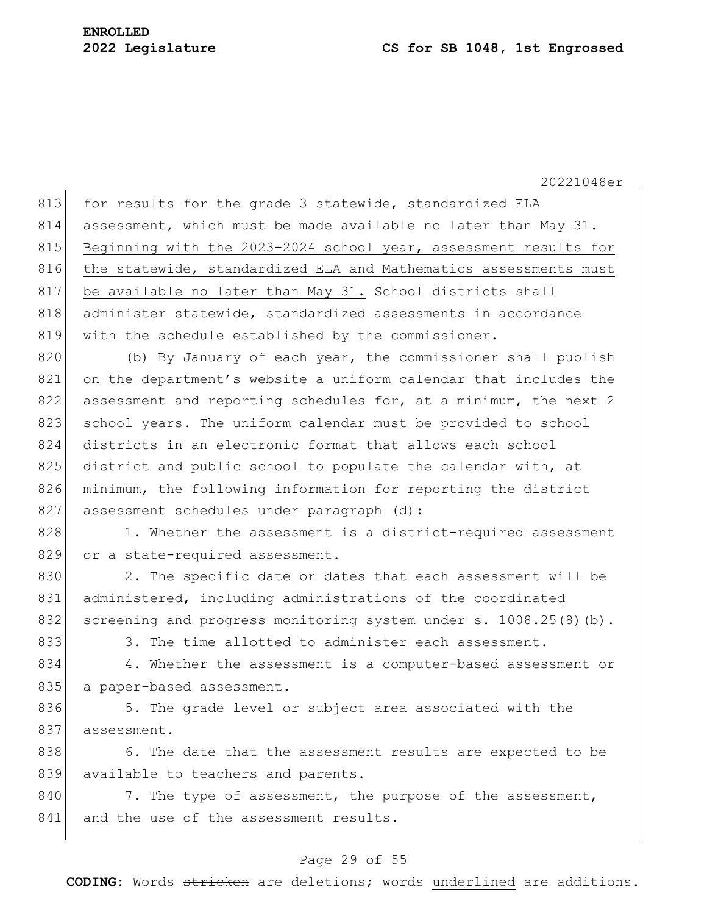for results for the grade 3 statewide, standardized ELA assessment, which must be made available no later than May 31. Beginning with the 2023-2024 school year, assessment results for the statewide, standardized ELA and Mathematics assessments must be available no later than May 31. School districts shall administer statewide, standardized assessments in accordance with the schedule established by the commissioner.

(b) By January of each year, the commissioner shall publish on the department's website a uniform calendar that includes the assessment and reporting schedules for, at a minimum, the next 2 school years. The uniform calendar must be provided to school districts in an electronic format that allows each school district and public school to populate the calendar with, at minimum, the following information for reporting the district assessment schedules under paragraph (d):

1. Whether the assessment is a district-required assessment or a state-required assessment.

2. The specific date or dates that each assessment will be administered, including administrations of the coordinated screening and progress monitoring system under s. 1008.25(8)(b).

3. The time allotted to administer each assessment.

4. Whether the assessment is a computer-based assessment or a paper-based assessment.

5. The grade level or subject area associated with the assessment.

6. The date that the assessment results are expected to be available to teachers and parents.

7. The type of assessment, the purpose of the assessment, and the use of the assessment results.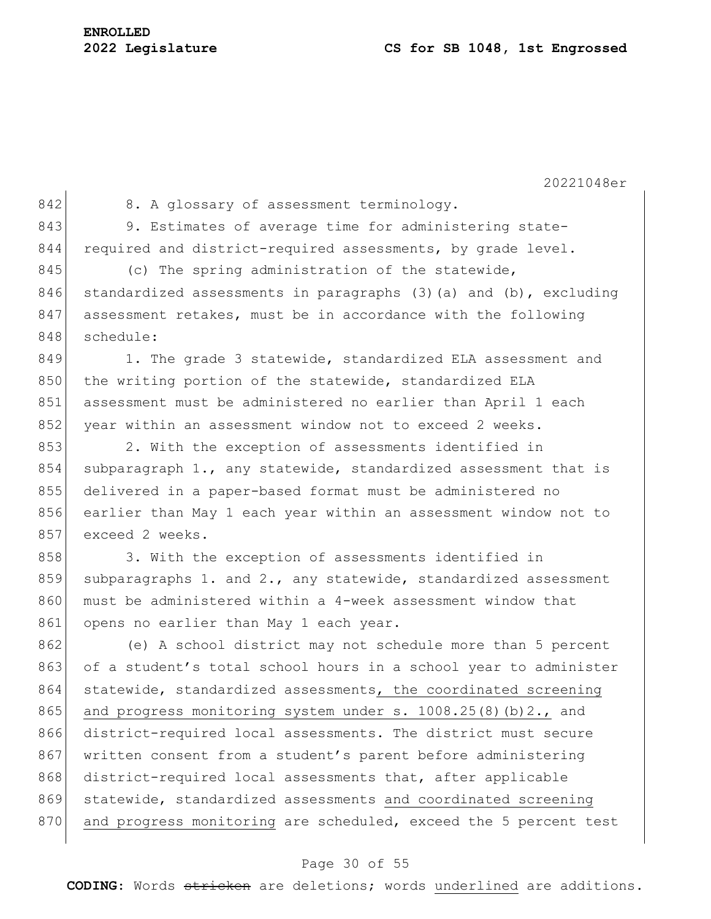8. A glossary of assessment terminology.

9. Estimates of average time for administering state-required and district-required assessments, by grade level.

(c) The spring administration of the statewide, standardized assessments in paragraphs (3)(a) and (b), excluding assessment retakes, must be in accordance with the following schedule:

1. The grade 3 statewide, standardized ELA assessment and the writing portion of the statewide, standardized ELA assessment must be administered no earlier than April 1 each year within an assessment window not to exceed 2 weeks.

2. With the exception of assessments identified in subparagraph 1., any statewide, standardized assessment that is delivered in a paper-based format must be administered no earlier than May 1 each year within an assessment window not to exceed 2 weeks.

3. With the exception of assessments identified in subparagraphs 1. and 2., any statewide, standardized assessment must be administered within a 4-week assessment window that opens no earlier than May 1 each year.

(e) A school district may not schedule more than 5 percent of a student's total school hours in a school year to administer statewide, standardized assessments<u>, the coordinated screening and progress monitoring system under s. 1008.25(8)(b)2.,</u> and district-required local assessments. The district must secure written consent from a student's parent before administering district-required local assessments that, after applicable statewide, standardized assessments <u>and coordinated screening and progress monitoring</u> are scheduled, exceed the 5 percent test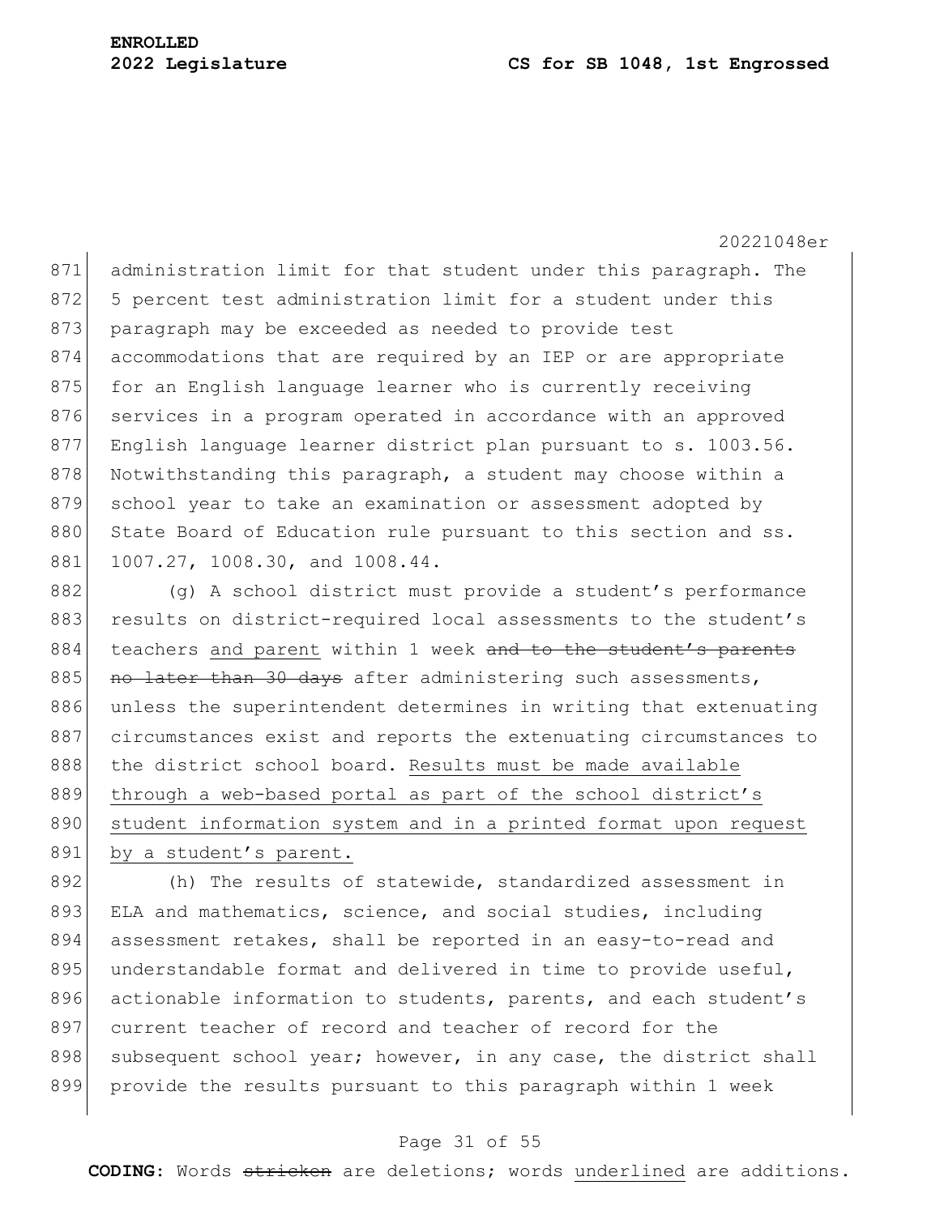administration limit for that student under this paragraph. The 5 percent test administration limit for a student under this paragraph may be exceeded as needed to provide test accommodations that are required by an IEP or are appropriate for an English language learner who is currently receiving services in a program operated in accordance with an approved English language learner district plan pursuant to s. 1003.56. Notwithstanding this paragraph, a student may choose within a school year to take an examination or assessment adopted by State Board of Education rule pursuant to this section and ss. 1007.27, 1008.30, and 1008.44.

(g) A school district must provide a student's performance results on district-required local assessments to the student's teachers <u>and parent</u> within 1 week ~~and to the student's parents no later than 30 days~~ after administering such assessments, unless the superintendent determines in writing that extenuating circumstances exist and reports the extenuating circumstances to the district school board. <u>Results must be made available through a web-based portal as part of the school district's student information system and in a printed format upon request by a student's parent.</u>

(h) The results of statewide, standardized assessment in ELA and mathematics, science, and social studies, including assessment retakes, shall be reported in an easy-to-read and understandable format and delivered in time to provide useful, actionable information to students, parents, and each student's current teacher of record and teacher of record for the subsequent school year; however, in any case, the district shall provide the results pursuant to this paragraph within 1 week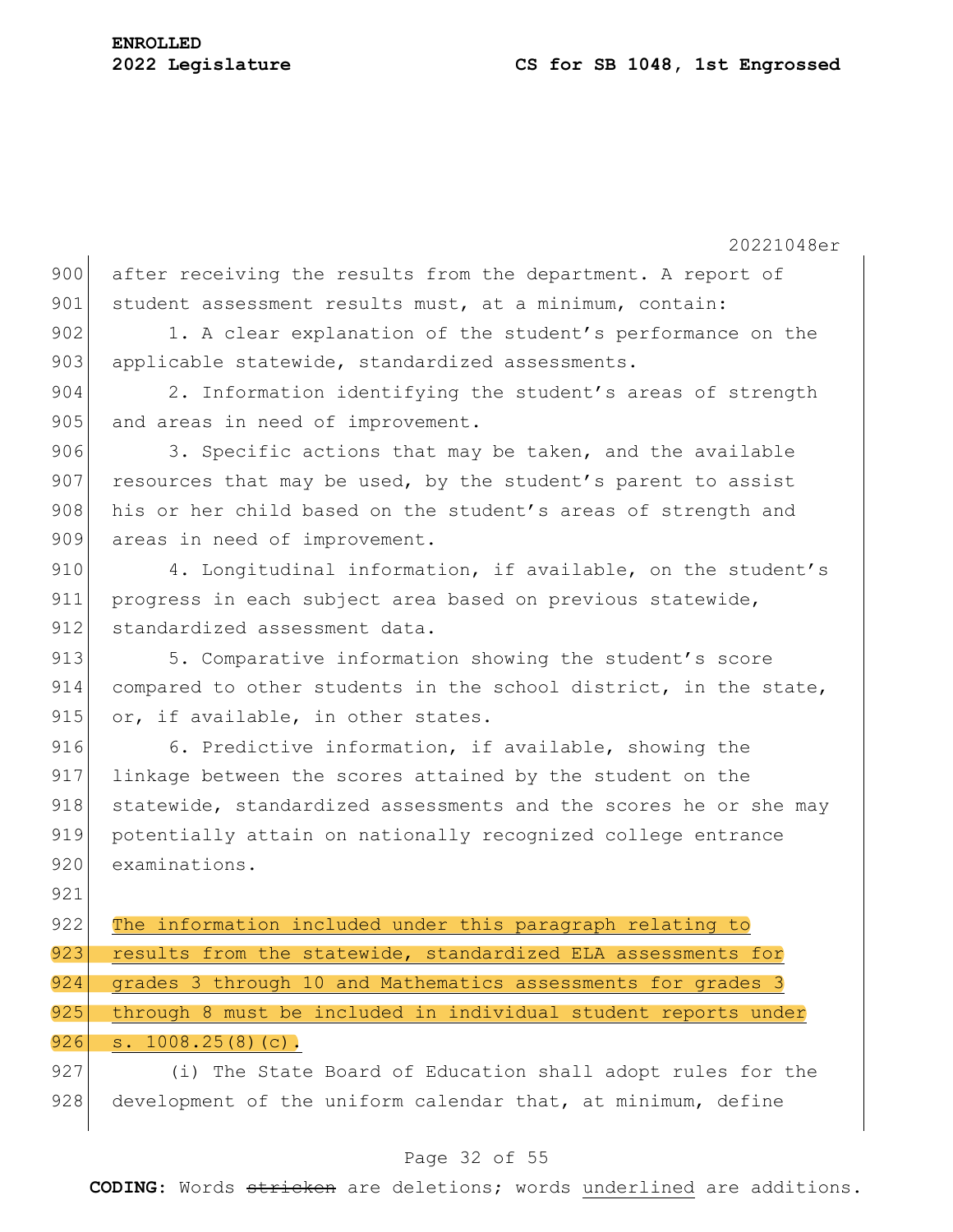after receiving the results from the department. A report of student assessment results must, at a minimum, contain:

1. A clear explanation of the student's performance on the applicable statewide, standardized assessments.

2. Information identifying the student's areas of strength and areas in need of improvement.

3. Specific actions that may be taken, and the available resources that may be used, by the student's parent to assist his or her child based on the student's areas of strength and areas in need of improvement.

4. Longitudinal information, if available, on the student's progress in each subject area based on previous statewide, standardized assessment data.

5. Comparative information showing the student's score compared to other students in the school district, in the state, or, if available, in other states.

6. Predictive information, if available, showing the linkage between the scores attained by the student on the statewide, standardized assessments and the scores he or she may potentially attain on nationally recognized college entrance examinations.

<u>The information included under this paragraph relating to results from the statewide, standardized ELA assessments for grades 3 through 10 and Mathematics assessments for grades 3 through 8 must be included in individual student reports under s. 1008.25(8)(c).</u>

(i) The State Board of Education shall adopt rules for the development of the uniform calendar that, at minimum, define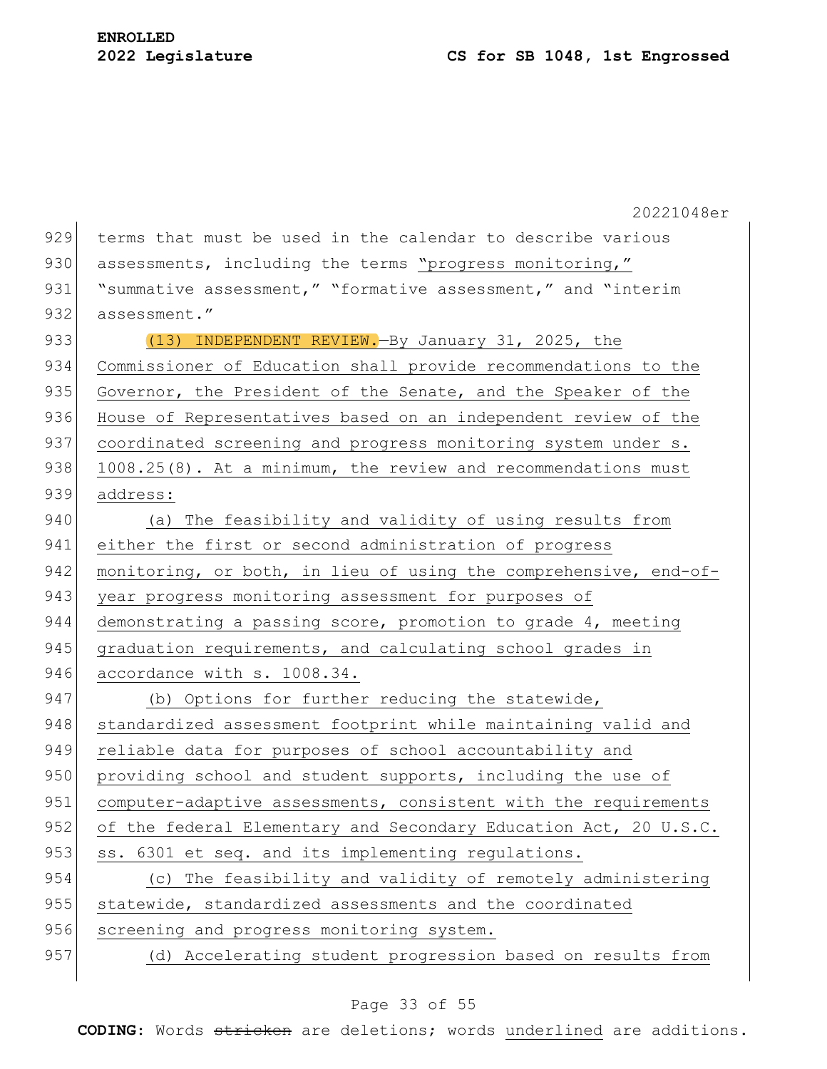terms that must be used in the calendar to describe various assessments, including the terms "progress monitoring," "summative assessment," "formative assessment," and "interim assessment."

(13) INDEPENDENT REVIEW.—By January 31, 2025, the Commissioner of Education shall provide recommendations to the Governor, the President of the Senate, and the Speaker of the House of Representatives based on an independent review of the coordinated screening and progress monitoring system under s. 1008.25(8). At a minimum, the review and recommendations must address:

(a) The feasibility and validity of using results from either the first or second administration of progress monitoring, or both, in lieu of using the comprehensive, end-of-year progress monitoring assessment for purposes of demonstrating a passing score, promotion to grade 4, meeting graduation requirements, and calculating school grades in accordance with s. 1008.34.

(b) Options for further reducing the statewide, standardized assessment footprint while maintaining valid and reliable data for purposes of school accountability and providing school and student supports, including the use of computer-adaptive assessments, consistent with the requirements of the federal Elementary and Secondary Education Act, 20 U.S.C. ss. 6301 et seq. and its implementing regulations.

(c) The feasibility and validity of remotely administering statewide, standardized assessments and the coordinated screening and progress monitoring system.

(d) Accelerating student progression based on results from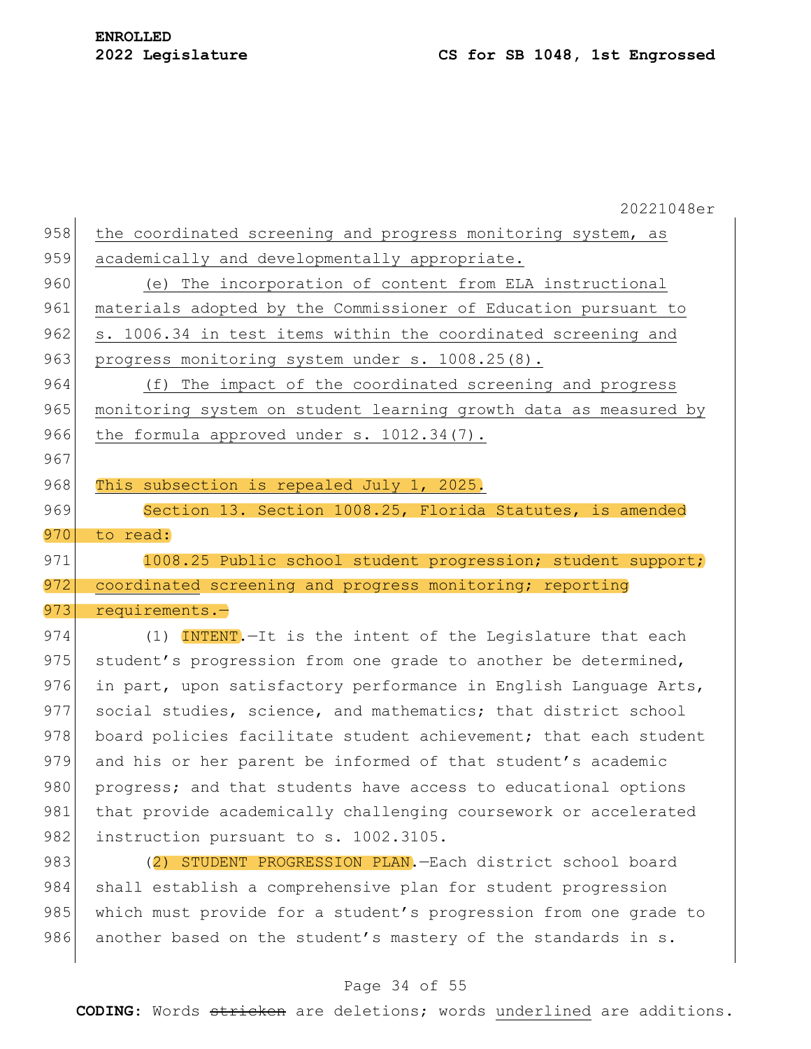the coordinated screening and progress monitoring system, as academically and developmentally appropriate.

(e) The incorporation of content from ELA instructional materials adopted by the Commissioner of Education pursuant to s. 1006.34 in test items within the coordinated screening and progress monitoring system under s. 1008.25(8).

(f) The impact of the coordinated screening and progress monitoring system on student learning growth data as measured by the formula approved under s. 1012.34(7).

This subsection is repealed July 1, 2025.

Section 13. Section 1008.25, Florida Statutes, is amended to read:

1008.25 Public school student progression; student support; coordinated screening and progress monitoring; reporting requirements.—

(1) INTENT.—It is the intent of the Legislature that each student's progression from one grade to another be determined, in part, upon satisfactory performance in English Language Arts, social studies, science, and mathematics; that district school board policies facilitate student achievement; that each student and his or her parent be informed of that student's academic progress; and that students have access to educational options that provide academically challenging coursework or accelerated instruction pursuant to s. 1002.3105.

(2) STUDENT PROGRESSION PLAN.—Each district school board shall establish a comprehensive plan for student progression which must provide for a student's progression from one grade to another based on the student's mastery of the standards in s.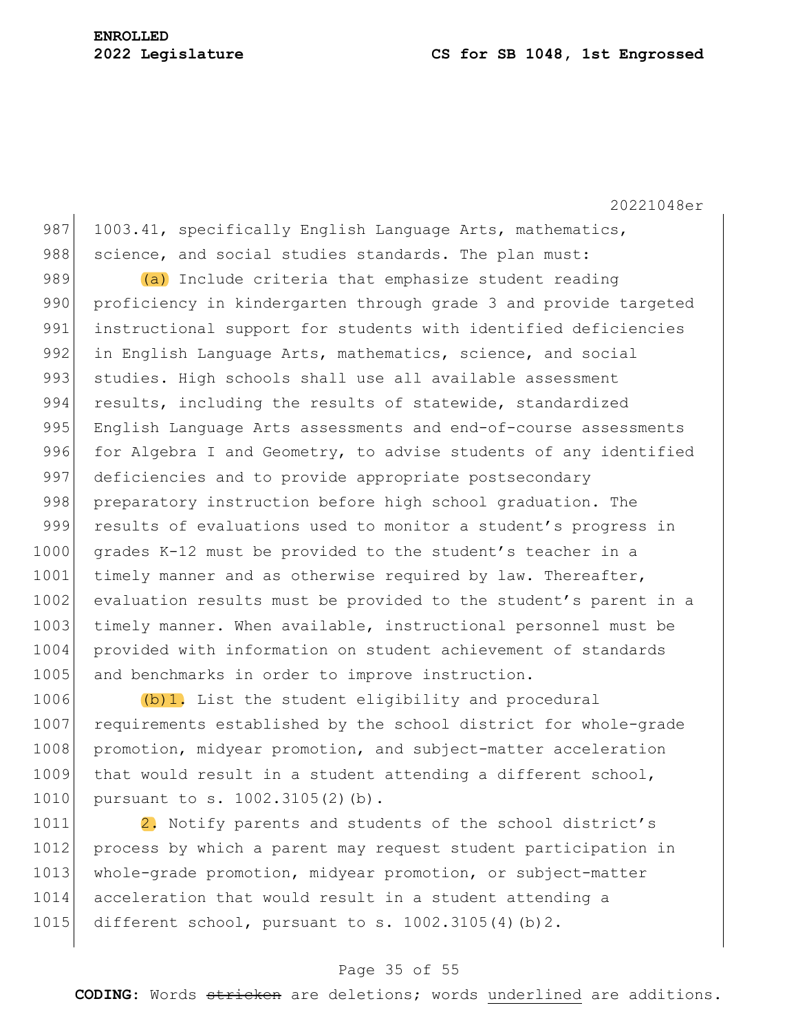1003.41, specifically English Language Arts, mathematics, science, and social studies standards. The plan must:

(a) Include criteria that emphasize student reading proficiency in kindergarten through grade 3 and provide targeted instructional support for students with identified deficiencies in English Language Arts, mathematics, science, and social studies. High schools shall use all available assessment results, including the results of statewide, standardized English Language Arts assessments and end-of-course assessments for Algebra I and Geometry, to advise students of any identified deficiencies and to provide appropriate postsecondary preparatory instruction before high school graduation. The results of evaluations used to monitor a student's progress in grades K-12 must be provided to the student's teacher in a timely manner and as otherwise required by law. Thereafter, evaluation results must be provided to the student's parent in a timely manner. When available, instructional personnel must be provided with information on student achievement of standards and benchmarks in order to improve instruction.

(b)1. List the student eligibility and procedural requirements established by the school district for whole-grade promotion, midyear promotion, and subject-matter acceleration that would result in a student attending a different school, pursuant to s. 1002.3105(2)(b).

2. Notify parents and students of the school district's process by which a parent may request student participation in whole-grade promotion, midyear promotion, or subject-matter acceleration that would result in a student attending a different school, pursuant to s. 1002.3105(4)(b)2.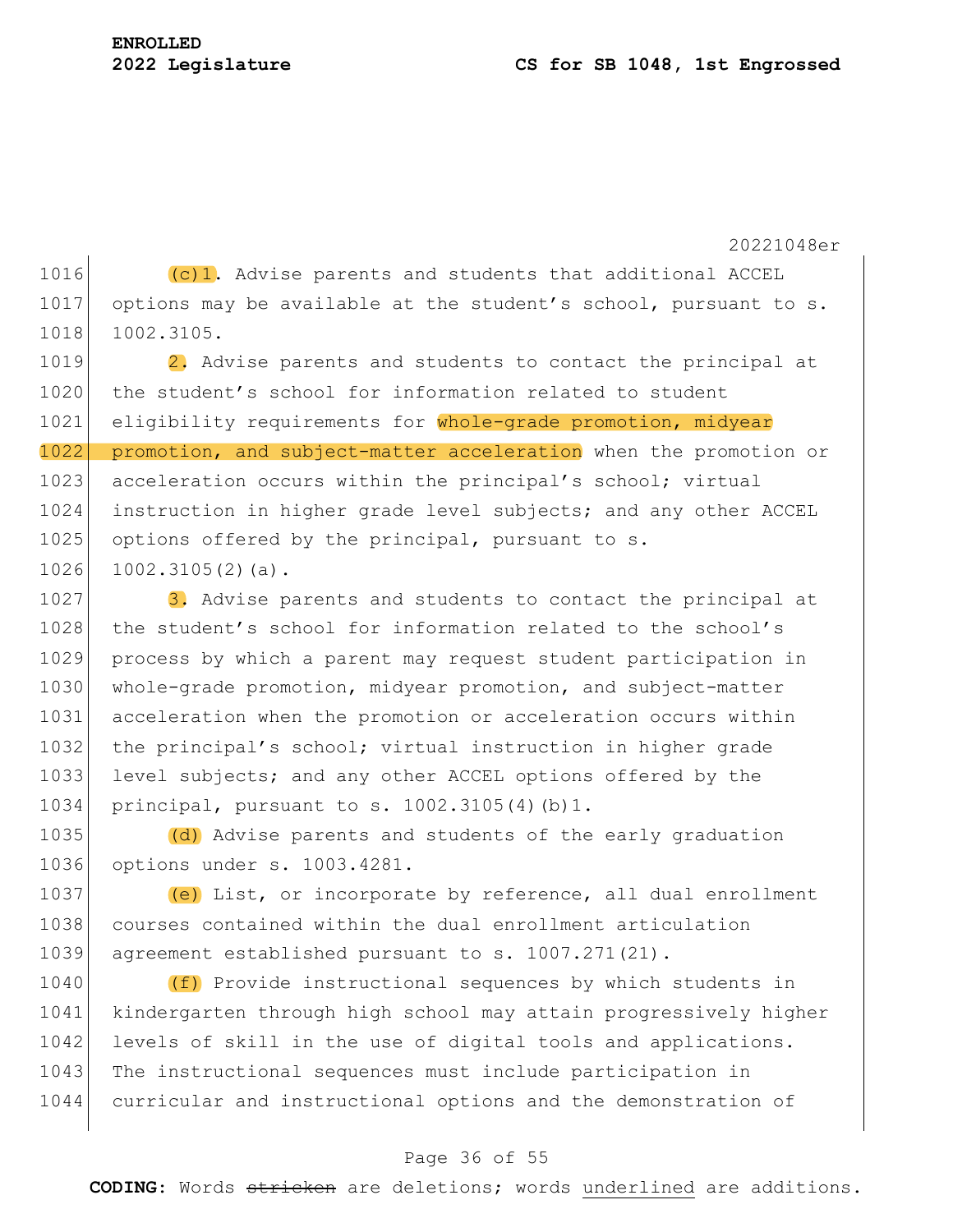(c)1. Advise parents and students that additional ACCEL options may be available at the student's school, pursuant to s. 1002.3105.

2. Advise parents and students to contact the principal at the student's school for information related to student eligibility requirements for whole-grade promotion, midyear promotion, and subject-matter acceleration when the promotion or acceleration occurs within the principal's school; virtual instruction in higher grade level subjects; and any other ACCEL options offered by the principal, pursuant to s. 1002.3105(2)(a).

3. Advise parents and students to contact the principal at the student's school for information related to the school's process by which a parent may request student participation in whole-grade promotion, midyear promotion, and subject-matter acceleration when the promotion or acceleration occurs within the principal's school; virtual instruction in higher grade level subjects; and any other ACCEL options offered by the principal, pursuant to s. 1002.3105(4)(b)1.

(d) Advise parents and students of the early graduation options under s. 1003.4281.

(e) List, or incorporate by reference, all dual enrollment courses contained within the dual enrollment articulation agreement established pursuant to s. 1007.271(21).

(f) Provide instructional sequences by which students in kindergarten through high school may attain progressively higher levels of skill in the use of digital tools and applications. The instructional sequences must include participation in curricular and instructional options and the demonstration of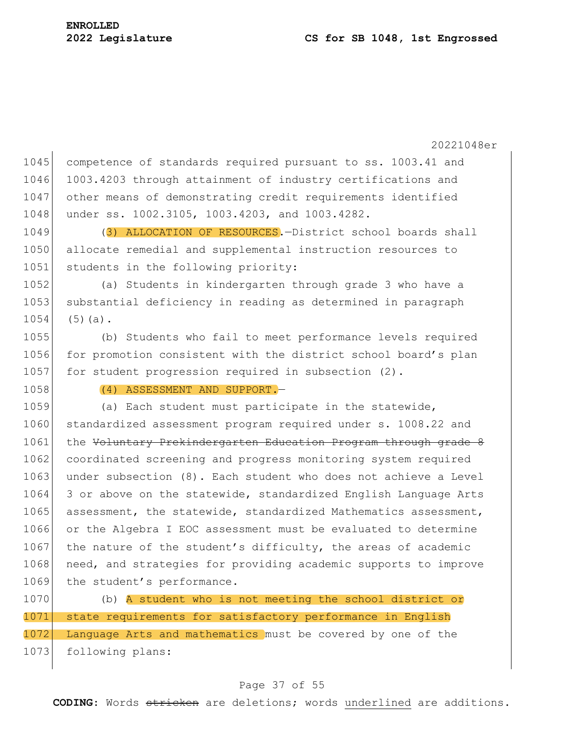competence of standards required pursuant to ss. 1003.41 and 1003.4203 through attainment of industry certifications and other means of demonstrating credit requirements identified under ss. 1002.3105, 1003.4203, and 1003.4282.

(3) ALLOCATION OF RESOURCES.—District school boards shall allocate remedial and supplemental instruction resources to students in the following priority:

(a) Students in kindergarten through grade 3 who have a substantial deficiency in reading as determined in paragraph (5)(a).

(b) Students who fail to meet performance levels required for promotion consistent with the district school board's plan for student progression required in subsection (2).

(4) ASSESSMENT AND SUPPORT.—

(a) Each student must participate in the statewide, standardized assessment program required under s. 1008.22 and the ~~Voluntary Prekindergarten Education Program through grade 8~~ coordinated screening and progress monitoring system required under subsection (8). Each student who does not achieve a Level 3 or above on the statewide, standardized English Language Arts assessment, the statewide, standardized Mathematics assessment, or the Algebra I EOC assessment must be evaluated to determine the nature of the student's difficulty, the areas of academic need, and strategies for providing academic supports to improve the student's performance.

(b) A student who is not meeting the school district or state requirements for satisfactory performance in English Language Arts and mathematics must be covered by one of the following plans: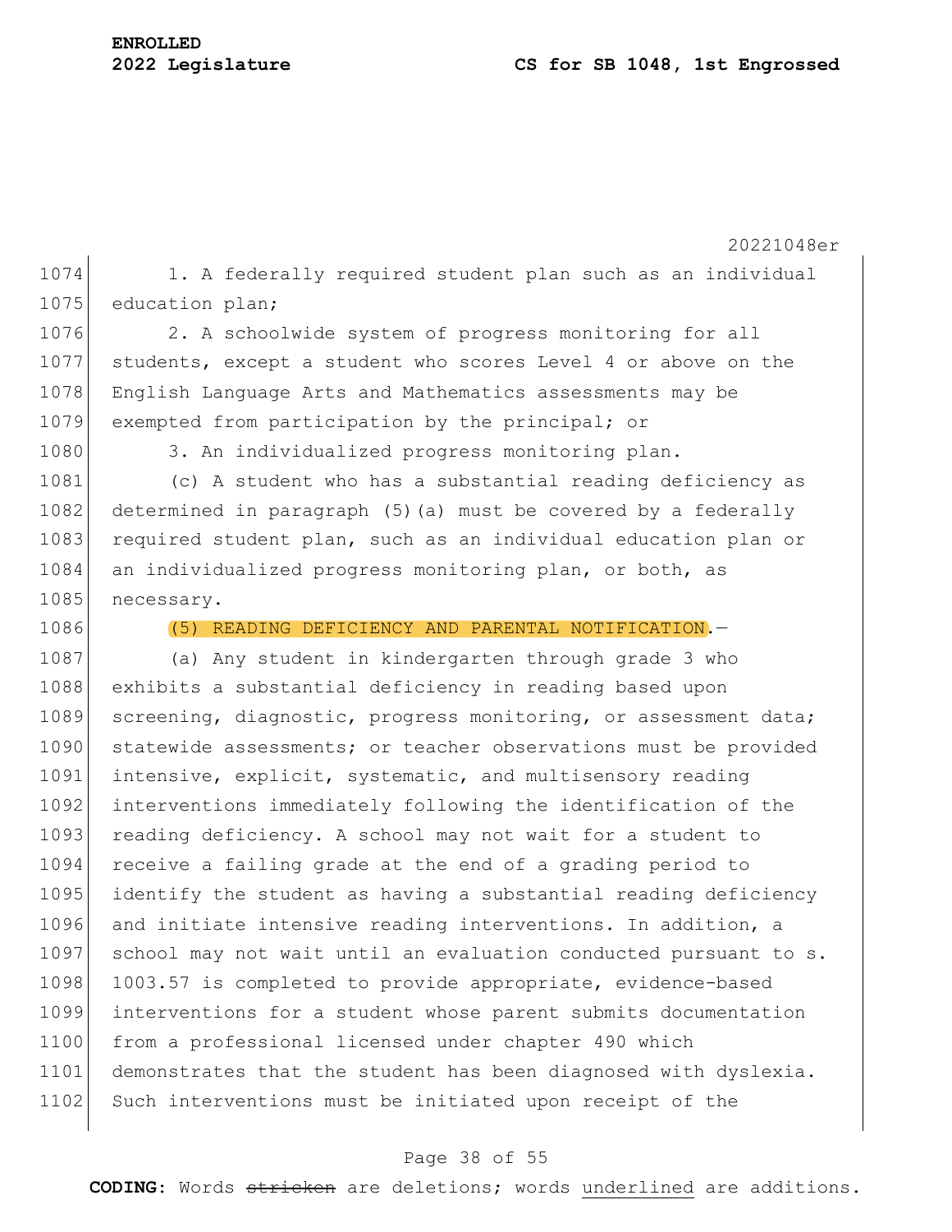1. A federally required student plan such as an individual education plan;

2. A schoolwide system of progress monitoring for all students, except a student who scores Level 4 or above on the English Language Arts and Mathematics assessments may be exempted from participation by the principal; or

3. An individualized progress monitoring plan.

(c) A student who has a substantial reading deficiency as determined in paragraph (5)(a) must be covered by a federally required student plan, such as an individual education plan or an individualized progress monitoring plan, or both, as necessary.

(5) READING DEFICIENCY AND PARENTAL NOTIFICATION.—

(a) Any student in kindergarten through grade 3 who exhibits a substantial deficiency in reading based upon screening, diagnostic, progress monitoring, or assessment data; statewide assessments; or teacher observations must be provided intensive, explicit, systematic, and multisensory reading interventions immediately following the identification of the reading deficiency. A school may not wait for a student to receive a failing grade at the end of a grading period to identify the student as having a substantial reading deficiency and initiate intensive reading interventions. In addition, a school may not wait until an evaluation conducted pursuant to s. 1003.57 is completed to provide appropriate, evidence-based interventions for a student whose parent submits documentation from a professional licensed under chapter 490 which demonstrates that the student has been diagnosed with dyslexia. Such interventions must be initiated upon receipt of the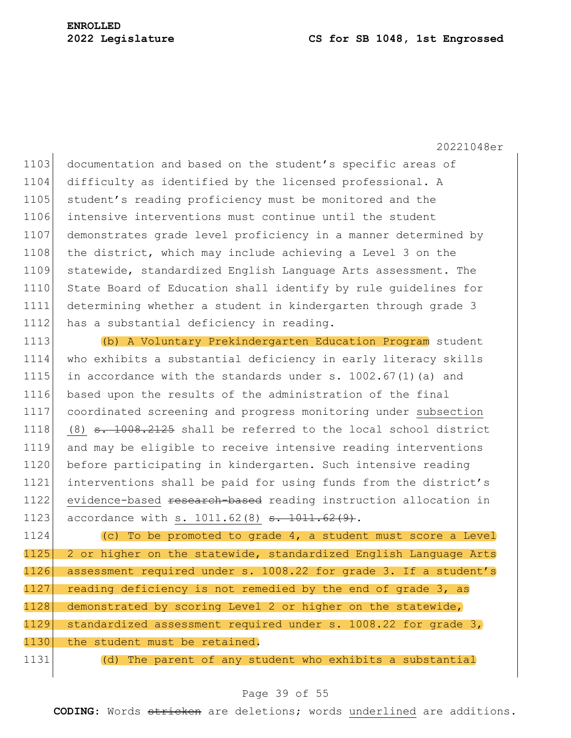documentation and based on the student's specific areas of difficulty as identified by the licensed professional. A student's reading proficiency must be monitored and the intensive interventions must continue until the student demonstrates grade level proficiency in a manner determined by the district, which may include achieving a Level 3 on the statewide, standardized English Language Arts assessment. The State Board of Education shall identify by rule guidelines for determining whether a student in kindergarten through grade 3 has a substantial deficiency in reading.

(b) A Voluntary Prekindergarten Education Program student who exhibits a substantial deficiency in early literacy skills in accordance with the standards under s. 1002.67(1)(a) and based upon the results of the administration of the final coordinated screening and progress monitoring under <u>subsection (8)</u> ~~s. 1008.2125~~ shall be referred to the local school district and may be eligible to receive intensive reading interventions before participating in kindergarten. Such intensive reading interventions shall be paid for using funds from the district's <u>evidence-based</u> ~~research-based~~ reading instruction allocation in accordance with <u>s. 1011.62(8)</u> ~~s. 1011.62(9)~~.

(c) To be promoted to grade 4, a student must score a Level 2 or higher on the statewide, standardized English Language Arts assessment required under s. 1008.22 for grade 3. If a student's reading deficiency is not remedied by the end of grade 3, as demonstrated by scoring Level 2 or higher on the statewide, standardized assessment required under s. 1008.22 for grade 3, the student must be retained.

(d) The parent of any student who exhibits a substantial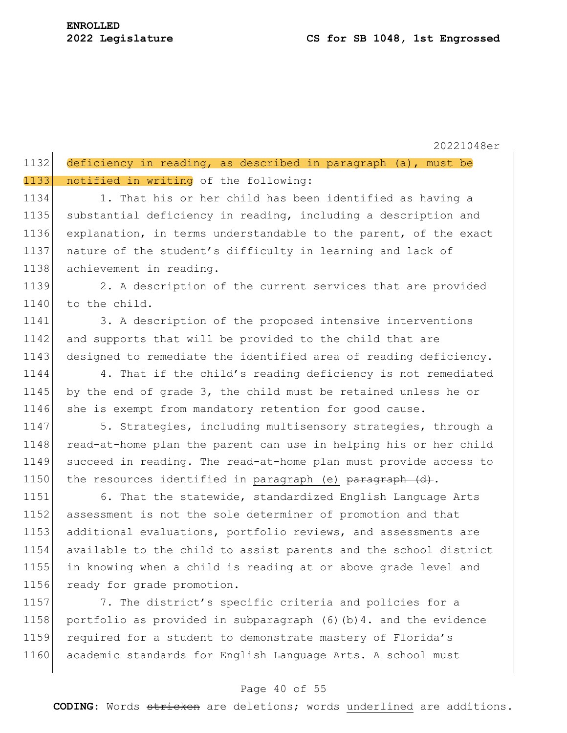deficiency in reading, as described in paragraph (a), must be notified in writing of the following:

1. That his or her child has been identified as having a substantial deficiency in reading, including a description and explanation, in terms understandable to the parent, of the exact nature of the student's difficulty in learning and lack of achievement in reading.

2. A description of the current services that are provided to the child.

3. A description of the proposed intensive interventions and supports that will be provided to the child that are designed to remediate the identified area of reading deficiency.

4. That if the child's reading deficiency is not remediated by the end of grade 3, the child must be retained unless he or she is exempt from mandatory retention for good cause.

5. Strategies, including multisensory strategies, through a read-at-home plan the parent can use in helping his or her child succeed in reading. The read-at-home plan must provide access to the resources identified in <u>paragraph (e)</u> ~~paragraph (d)~~.

6. That the statewide, standardized English Language Arts assessment is not the sole determiner of promotion and that additional evaluations, portfolio reviews, and assessments are available to the child to assist parents and the school district in knowing when a child is reading at or above grade level and ready for grade promotion.

7. The district's specific criteria and policies for a portfolio as provided in subparagraph (6)(b)4. and the evidence required for a student to demonstrate mastery of Florida's academic standards for English Language Arts. A school must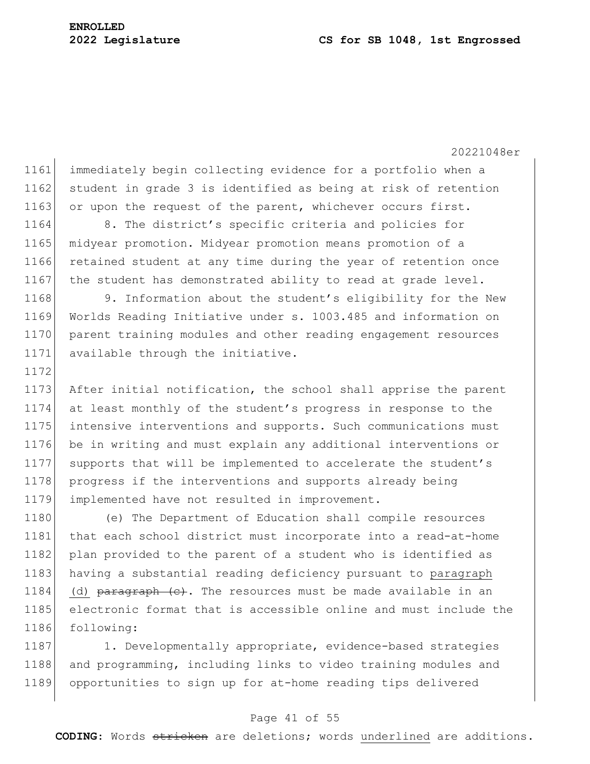immediately begin collecting evidence for a portfolio when a student in grade 3 is identified as being at risk of retention or upon the request of the parent, whichever occurs first.

8. The district's specific criteria and policies for midyear promotion. Midyear promotion means promotion of a retained student at any time during the year of retention once the student has demonstrated ability to read at grade level.

9. Information about the student's eligibility for the New Worlds Reading Initiative under s. 1003.485 and information on parent training modules and other reading engagement resources available through the initiative.

After initial notification, the school shall apprise the parent at least monthly of the student's progress in response to the intensive interventions and supports. Such communications must be in writing and must explain any additional interventions or supports that will be implemented to accelerate the student's progress if the interventions and supports already being implemented have not resulted in improvement.

(e) The Department of Education shall compile resources that each school district must incorporate into a read-at-home plan provided to the parent of a student who is identified as having a substantial reading deficiency pursuant to <u>paragraph (d)</u> ~~paragraph (c)~~. The resources must be made available in an electronic format that is accessible online and must include the following:

1. Developmentally appropriate, evidence-based strategies and programming, including links to video training modules and opportunities to sign up for at-home reading tips delivered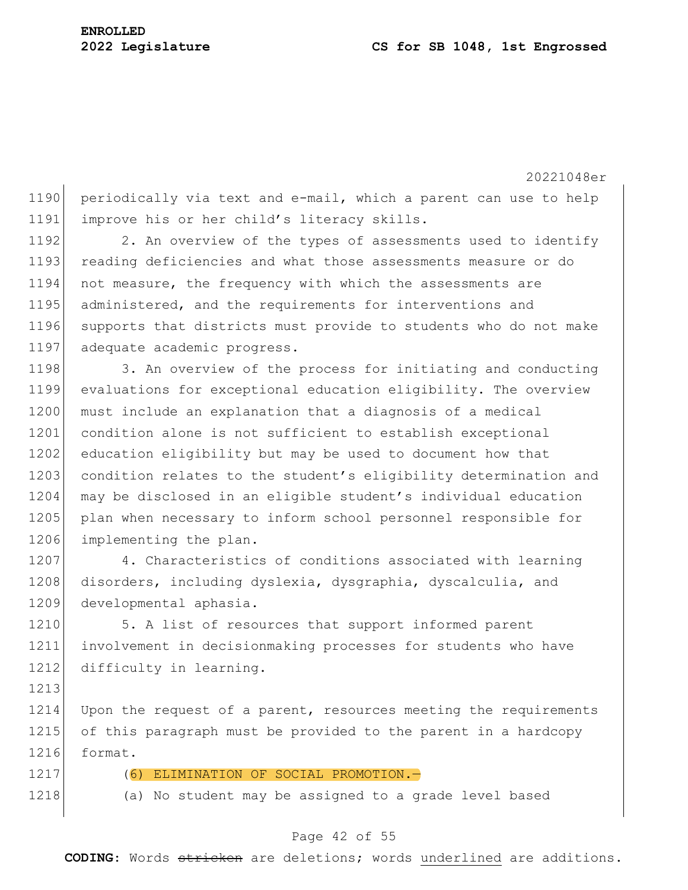periodically via text and e-mail, which a parent can use to help improve his or her child's literacy skills.

2. An overview of the types of assessments used to identify reading deficiencies and what those assessments measure or do not measure, the frequency with which the assessments are administered, and the requirements for interventions and supports that districts must provide to students who do not make adequate academic progress.

3. An overview of the process for initiating and conducting evaluations for exceptional education eligibility. The overview must include an explanation that a diagnosis of a medical condition alone is not sufficient to establish exceptional education eligibility but may be used to document how that condition relates to the student's eligibility determination and may be disclosed in an eligible student's individual education plan when necessary to inform school personnel responsible for implementing the plan.

4. Characteristics of conditions associated with learning disorders, including dyslexia, dysgraphia, dyscalculia, and developmental aphasia.

5. A list of resources that support informed parent involvement in decisionmaking processes for students who have difficulty in learning.

Upon the request of a parent, resources meeting the requirements of this paragraph must be provided to the parent in a hardcopy format.

(6) ELIMINATION OF SOCIAL PROMOTION.—

(a) No student may be assigned to a grade level based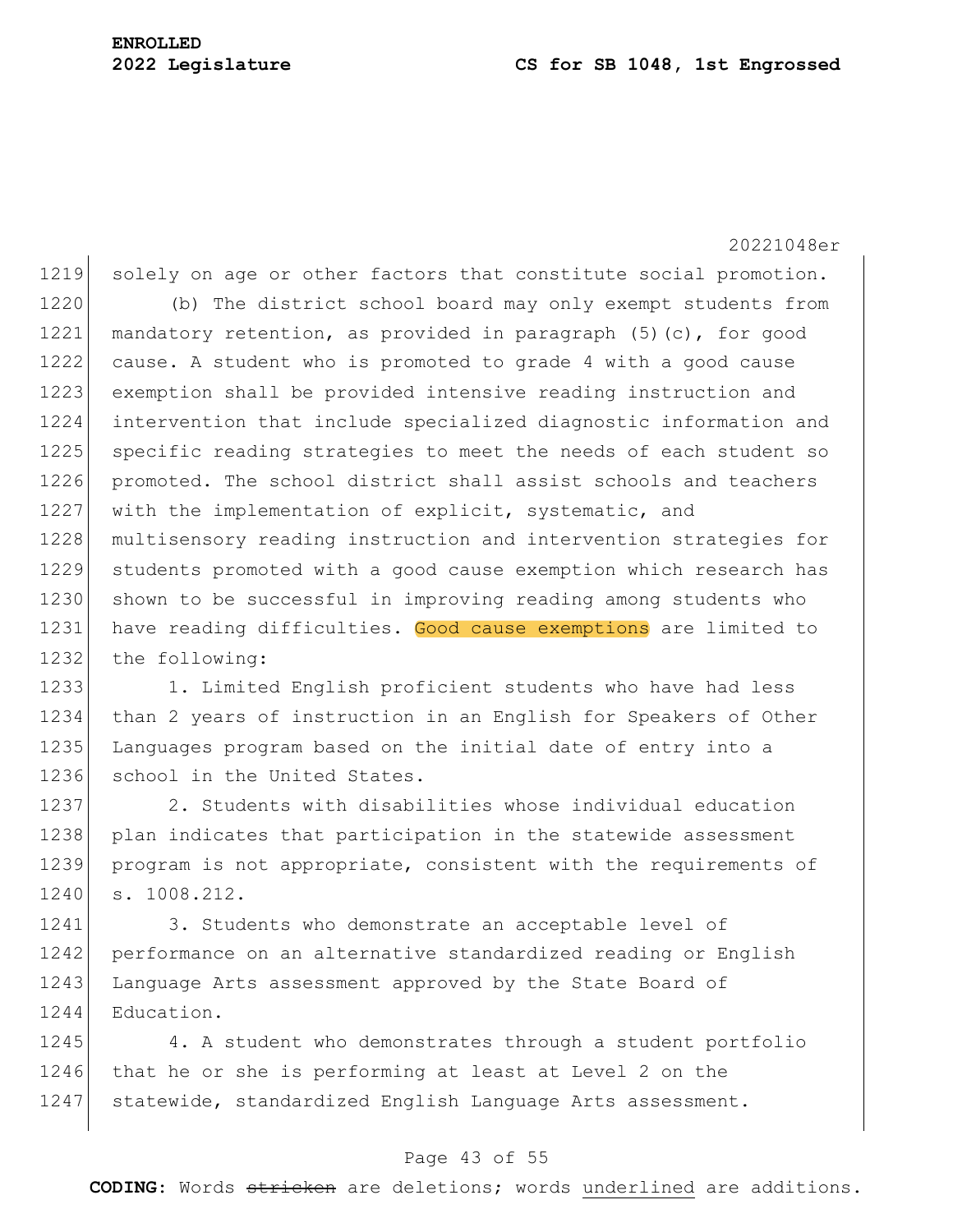solely on age or other factors that constitute social promotion.

(b) The district school board may only exempt students from mandatory retention, as provided in paragraph (5)(c), for good cause. A student who is promoted to grade 4 with a good cause exemption shall be provided intensive reading instruction and intervention that include specialized diagnostic information and specific reading strategies to meet the needs of each student so promoted. The school district shall assist schools and teachers with the implementation of explicit, systematic, and multisensory reading instruction and intervention strategies for students promoted with a good cause exemption which research has shown to be successful in improving reading among students who have reading difficulties. Good cause exemptions are limited to the following:

1. Limited English proficient students who have had less than 2 years of instruction in an English for Speakers of Other Languages program based on the initial date of entry into a school in the United States.

2. Students with disabilities whose individual education plan indicates that participation in the statewide assessment program is not appropriate, consistent with the requirements of s. 1008.212.

3. Students who demonstrate an acceptable level of performance on an alternative standardized reading or English Language Arts assessment approved by the State Board of Education.

4. A student who demonstrates through a student portfolio that he or she is performing at least at Level 2 on the statewide, standardized English Language Arts assessment.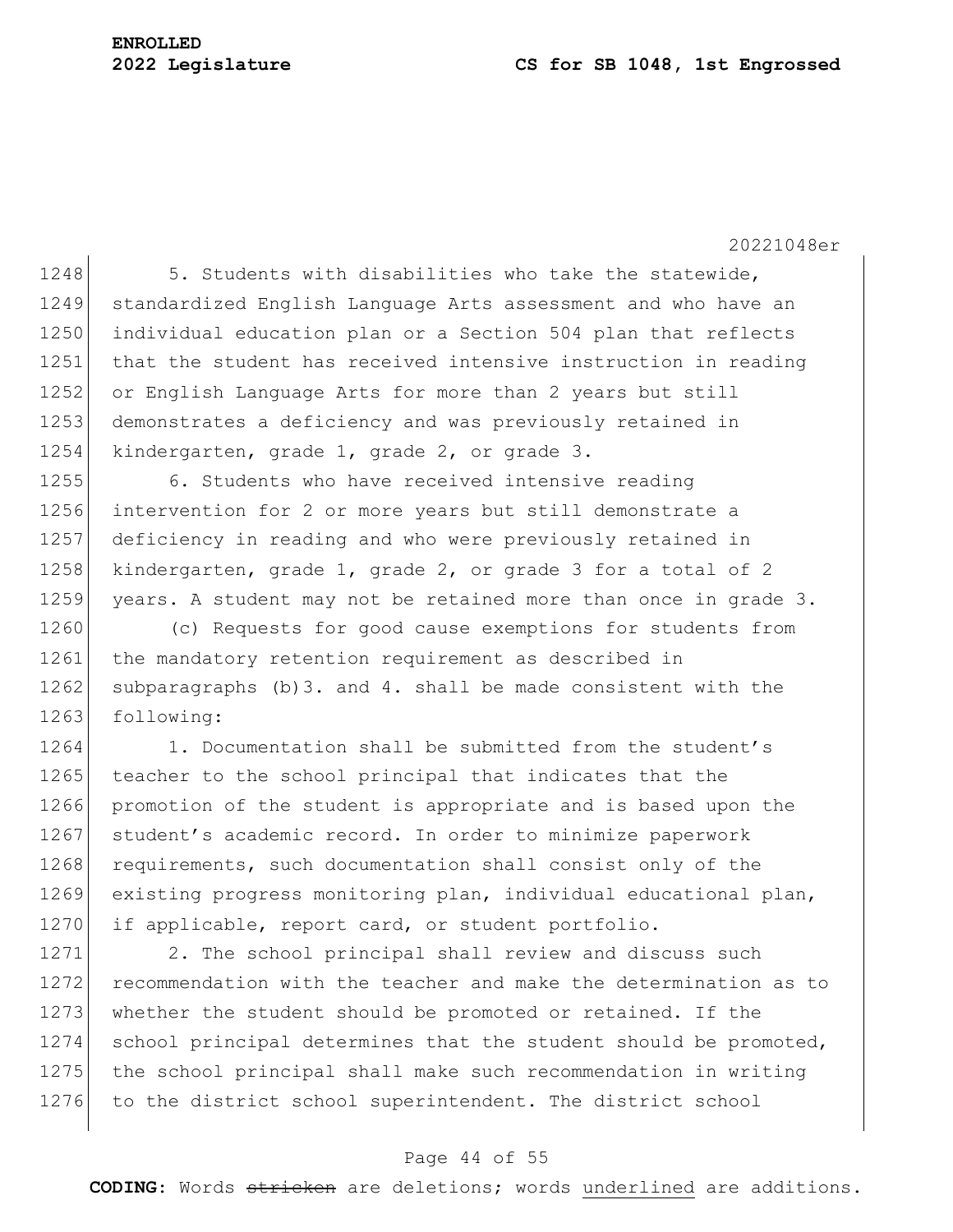5. Students with disabilities who take the statewide, standardized English Language Arts assessment and who have an individual education plan or a Section 504 plan that reflects that the student has received intensive instruction in reading or English Language Arts for more than 2 years but still demonstrates a deficiency and was previously retained in kindergarten, grade 1, grade 2, or grade 3.

6. Students who have received intensive reading intervention for 2 or more years but still demonstrate a deficiency in reading and who were previously retained in kindergarten, grade 1, grade 2, or grade 3 for a total of 2 years. A student may not be retained more than once in grade 3.

(c) Requests for good cause exemptions for students from the mandatory retention requirement as described in subparagraphs (b)3. and 4. shall be made consistent with the following:

1. Documentation shall be submitted from the student's teacher to the school principal that indicates that the promotion of the student is appropriate and is based upon the student's academic record. In order to minimize paperwork requirements, such documentation shall consist only of the existing progress monitoring plan, individual educational plan, if applicable, report card, or student portfolio.

2. The school principal shall review and discuss such recommendation with the teacher and make the determination as to whether the student should be promoted or retained. If the school principal determines that the student should be promoted, the school principal shall make such recommendation in writing to the district school superintendent. The district school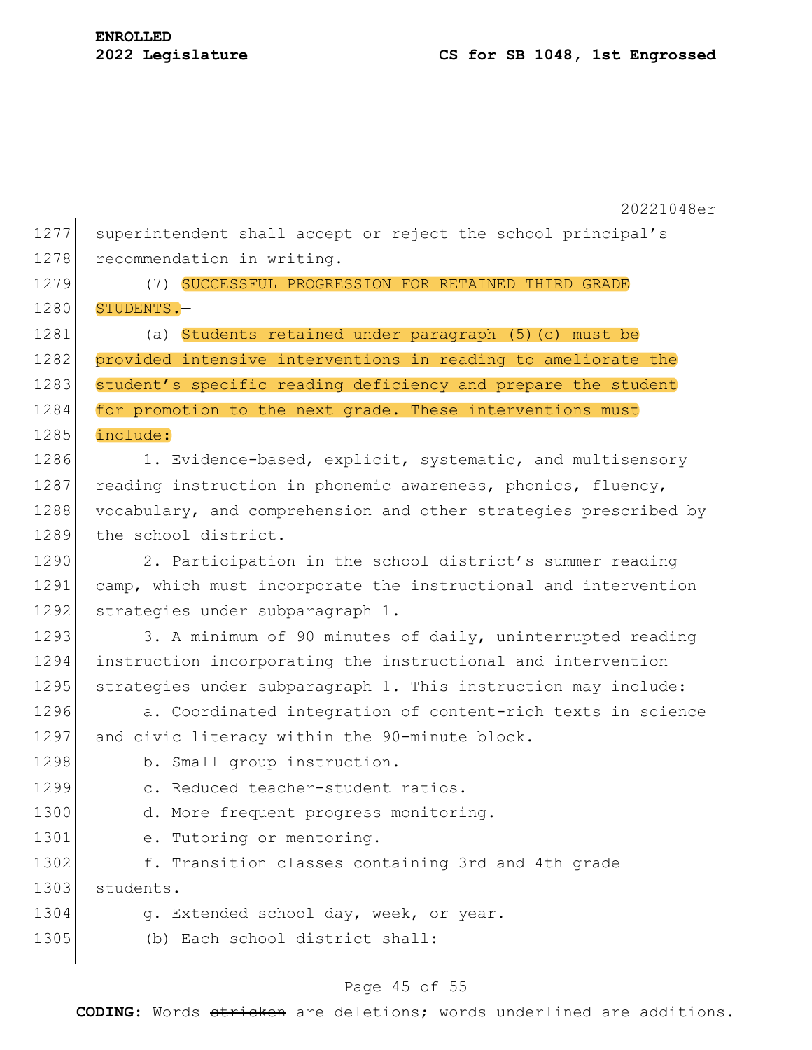superintendent shall accept or reject the school principal's recommendation in writing.

(7) SUCCESSFUL PROGRESSION FOR RETAINED THIRD GRADE STUDENTS.—

(a) Students retained under paragraph (5)(c) must be provided intensive interventions in reading to ameliorate the student's specific reading deficiency and prepare the student for promotion to the next grade. These interventions must include:

1. Evidence-based, explicit, systematic, and multisensory reading instruction in phonemic awareness, phonics, fluency, vocabulary, and comprehension and other strategies prescribed by the school district.

2. Participation in the school district's summer reading camp, which must incorporate the instructional and intervention strategies under subparagraph 1.

3. A minimum of 90 minutes of daily, uninterrupted reading instruction incorporating the instructional and intervention strategies under subparagraph 1. This instruction may include:

a. Coordinated integration of content-rich texts in science and civic literacy within the 90-minute block.

b. Small group instruction.

c. Reduced teacher-student ratios.

d. More frequent progress monitoring.

e. Tutoring or mentoring.

f. Transition classes containing 3rd and 4th grade students.

g. Extended school day, week, or year.

(b) Each school district shall: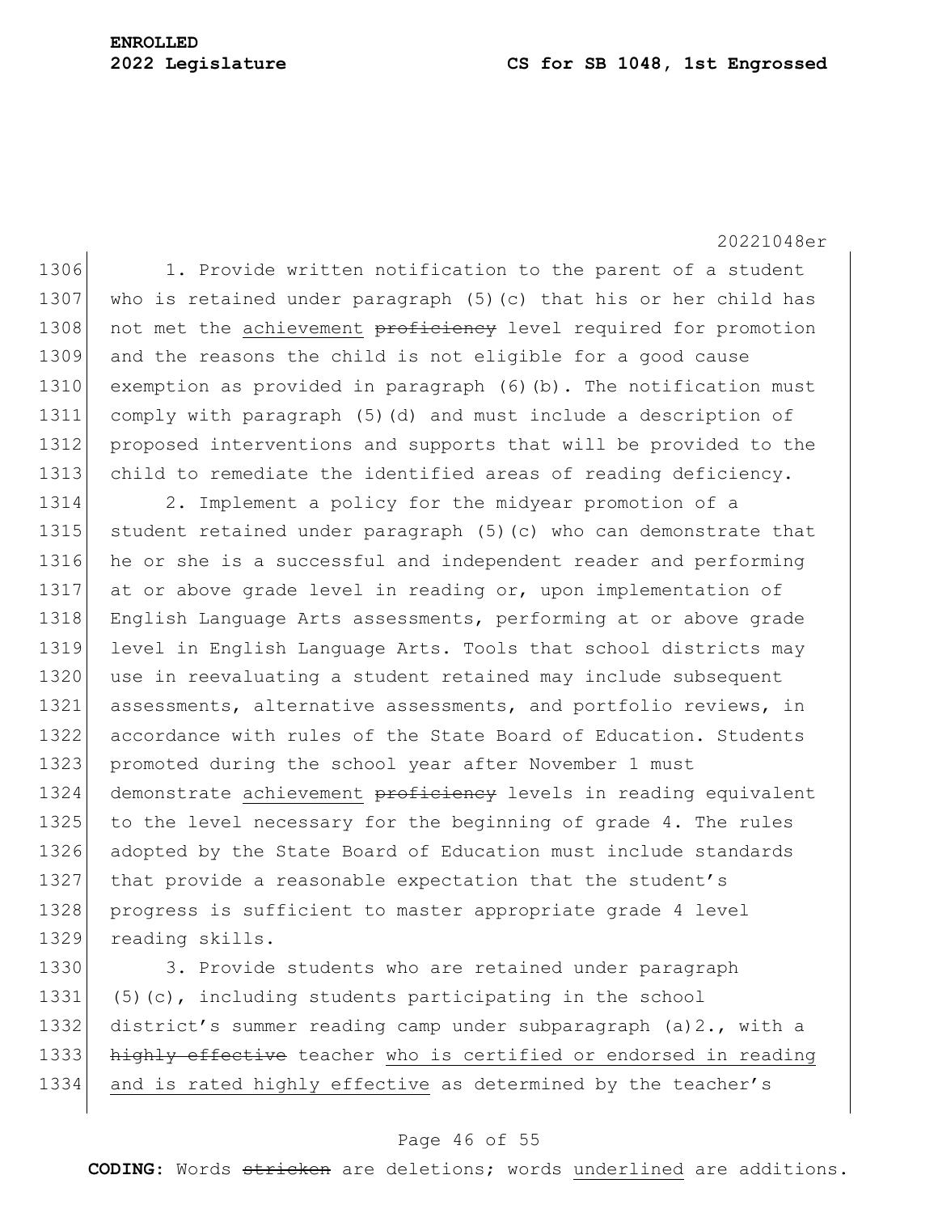1. Provide written notification to the parent of a student who is retained under paragraph (5)(c) that his or her child has not met the achievement ~~proficiency~~ level required for promotion and the reasons the child is not eligible for a good cause exemption as provided in paragraph (6)(b). The notification must comply with paragraph (5)(d) and must include a description of proposed interventions and supports that will be provided to the child to remediate the identified areas of reading deficiency.

2. Implement a policy for the midyear promotion of a student retained under paragraph (5)(c) who can demonstrate that he or she is a successful and independent reader and performing at or above grade level in reading or, upon implementation of English Language Arts assessments, performing at or above grade level in English Language Arts. Tools that school districts may use in reevaluating a student retained may include subsequent assessments, alternative assessments, and portfolio reviews, in accordance with rules of the State Board of Education. Students promoted during the school year after November 1 must demonstrate achievement ~~proficiency~~ levels in reading equivalent to the level necessary for the beginning of grade 4. The rules adopted by the State Board of Education must include standards that provide a reasonable expectation that the student's progress is sufficient to master appropriate grade 4 level reading skills.

3. Provide students who are retained under paragraph (5)(c), including students participating in the school district's summer reading camp under subparagraph (a)2., with a ~~highly effective~~ teacher <u>who is certified or endorsed in reading and is rated highly effective</u> as determined by the teacher's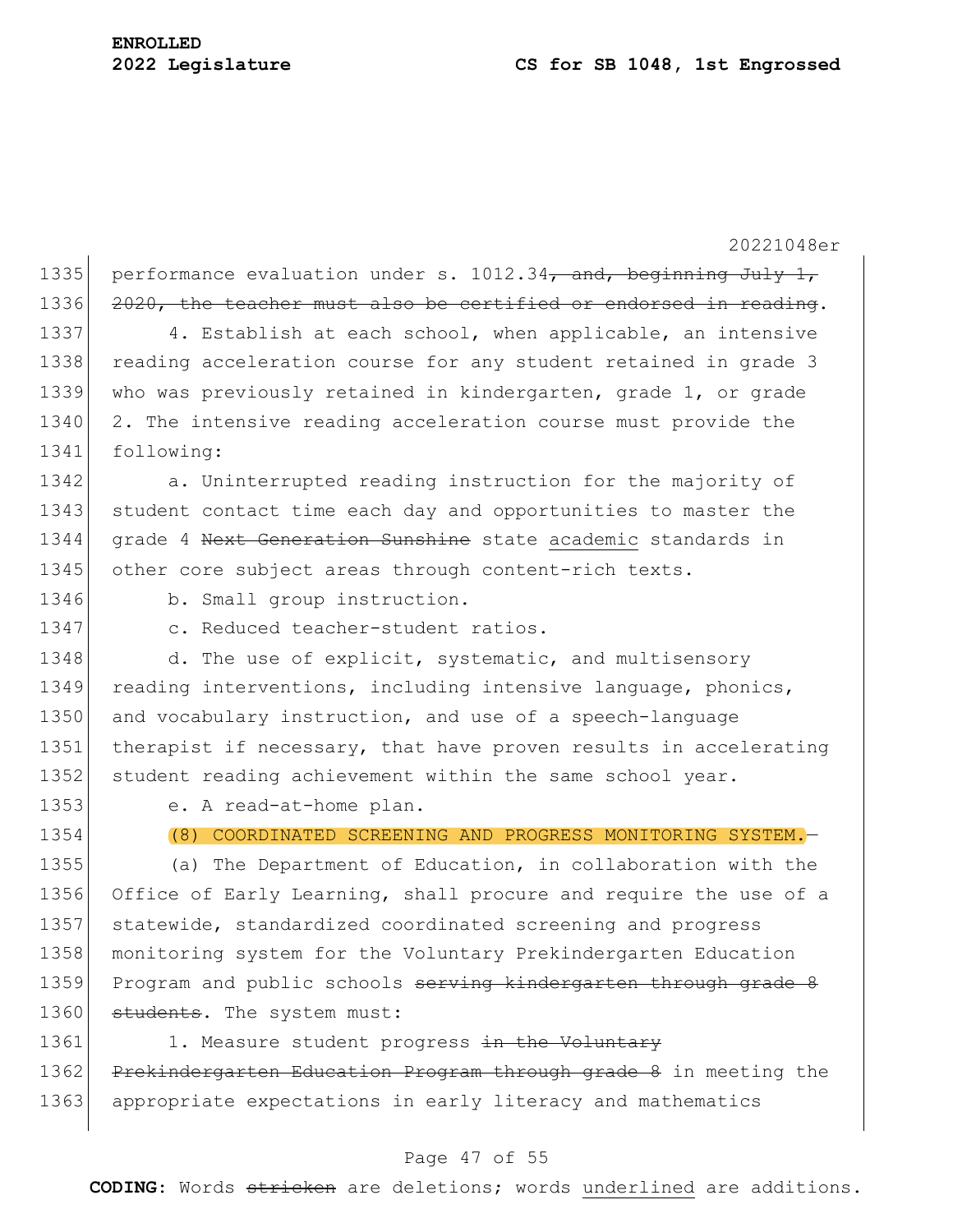performance evaluation under s. 1012.34~~, and, beginning July 1, 2020, the teacher must also be certified or endorsed in reading~~.

4. Establish at each school, when applicable, an intensive reading acceleration course for any student retained in grade 3 who was previously retained in kindergarten, grade 1, or grade 2. The intensive reading acceleration course must provide the following:

a. Uninterrupted reading instruction for the majority of student contact time each day and opportunities to master the grade 4 ~~Next Generation Sunshine~~ state <u>academic</u> standards in other core subject areas through content-rich texts.

b. Small group instruction.

c. Reduced teacher-student ratios.

d. The use of explicit, systematic, and multisensory reading interventions, including intensive language, phonics, and vocabulary instruction, and use of a speech-language therapist if necessary, that have proven results in accelerating student reading achievement within the same school year.

e. A read-at-home plan.

(8) COORDINATED SCREENING AND PROGRESS MONITORING SYSTEM.—

(a) The Department of Education, in collaboration with the Office of Early Learning, shall procure and require the use of a statewide, standardized coordinated screening and progress monitoring system for the Voluntary Prekindergarten Education Program and public schools ~~serving kindergarten through grade 8 students~~. The system must:

1. Measure student progress ~~in the Voluntary Prekindergarten Education Program through grade 8~~ in meeting the appropriate expectations in early literacy and mathematics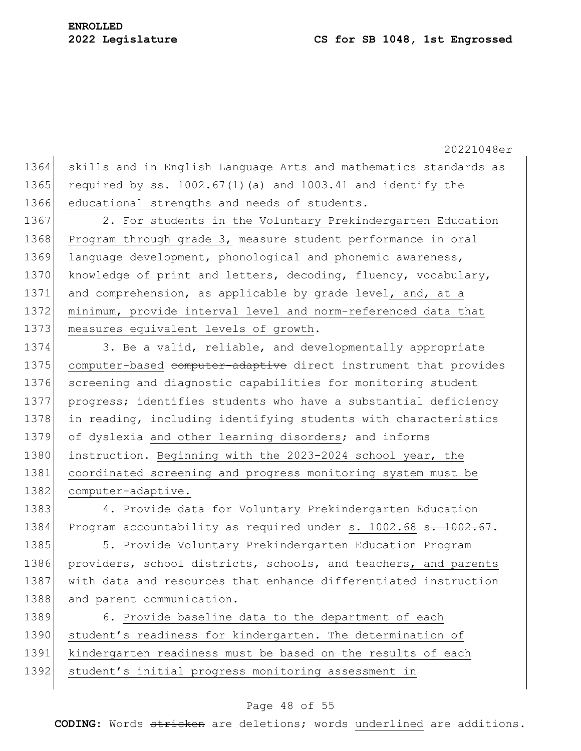skills and in English Language Arts and mathematics standards as required by ss. 1002.67(1)(a) and 1003.41 <u>and identify the educational strengths and needs of students</u>.

2. <u>For students in the Voluntary Prekindergarten Education Program through grade 3,</u> measure student performance in oral language development, phonological and phonemic awareness, knowledge of print and letters, decoding, fluency, vocabulary, and comprehension, as applicable by grade level<u>, and, at a minimum, provide interval level and norm-referenced data that measures equivalent levels of growth</u>.

3. Be a valid, reliable, and developmentally appropriate <u>computer-based</u> ~~computer-adaptive~~ direct instrument that provides screening and diagnostic capabilities for monitoring student progress; identifies students who have a substantial deficiency in reading, including identifying students with characteristics of dyslexia <u>and other learning disorders</u>; and informs instruction. <u>Beginning with the 2023-2024 school year, the coordinated screening and progress monitoring system must be computer-adaptive.</u>

4. Provide data for Voluntary Prekindergarten Education Program accountability as required under <u>s. 1002.68</u> ~~s. 1002.67~~.

5. Provide Voluntary Prekindergarten Education Program providers, school districts, schools, ~~and~~ teachers<u>, and parents</u> with data and resources that enhance differentiated instruction and parent communication.

6. <u>Provide baseline data to the department of each student's readiness for kindergarten. The determination of kindergarten readiness must be based on the results of each student's initial progress monitoring assessment in</u>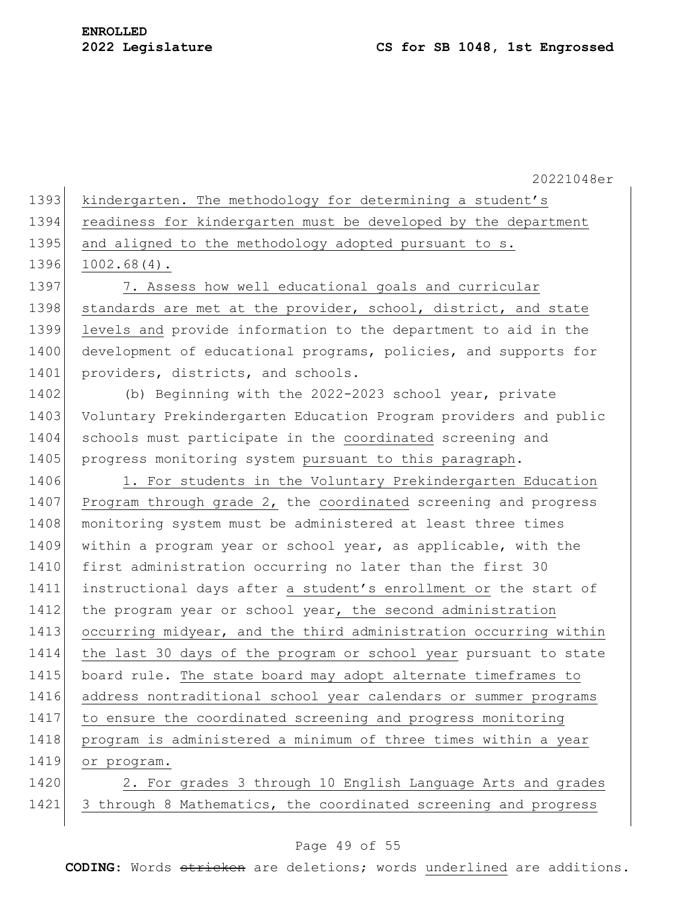kindergarten. The methodology for determining a student's readiness for kindergarten must be developed by the department and aligned to the methodology adopted pursuant to s. 1002.68(4).

7. Assess how well educational goals and curricular standards are met at the provider, school, district, and state levels and provide information to the department to aid in the development of educational programs, policies, and supports for providers, districts, and schools.

(b) Beginning with the 2022-2023 school year, private Voluntary Prekindergarten Education Program providers and public schools must participate in the coordinated screening and progress monitoring system pursuant to this paragraph.

1. For students in the Voluntary Prekindergarten Education Program through grade 2, the coordinated screening and progress monitoring system must be administered at least three times within a program year or school year, as applicable, with the first administration occurring no later than the first 30 instructional days after a student's enrollment or the start of the program year or school year, the second administration occurring midyear, and the third administration occurring within the last 30 days of the program or school year pursuant to state board rule. The state board may adopt alternate timeframes to address nontraditional school year calendars or summer programs to ensure the coordinated screening and progress monitoring program is administered a minimum of three times within a year or program.

2. For grades 3 through 10 English Language Arts and grades 3 through 8 Mathematics, the coordinated screening and progress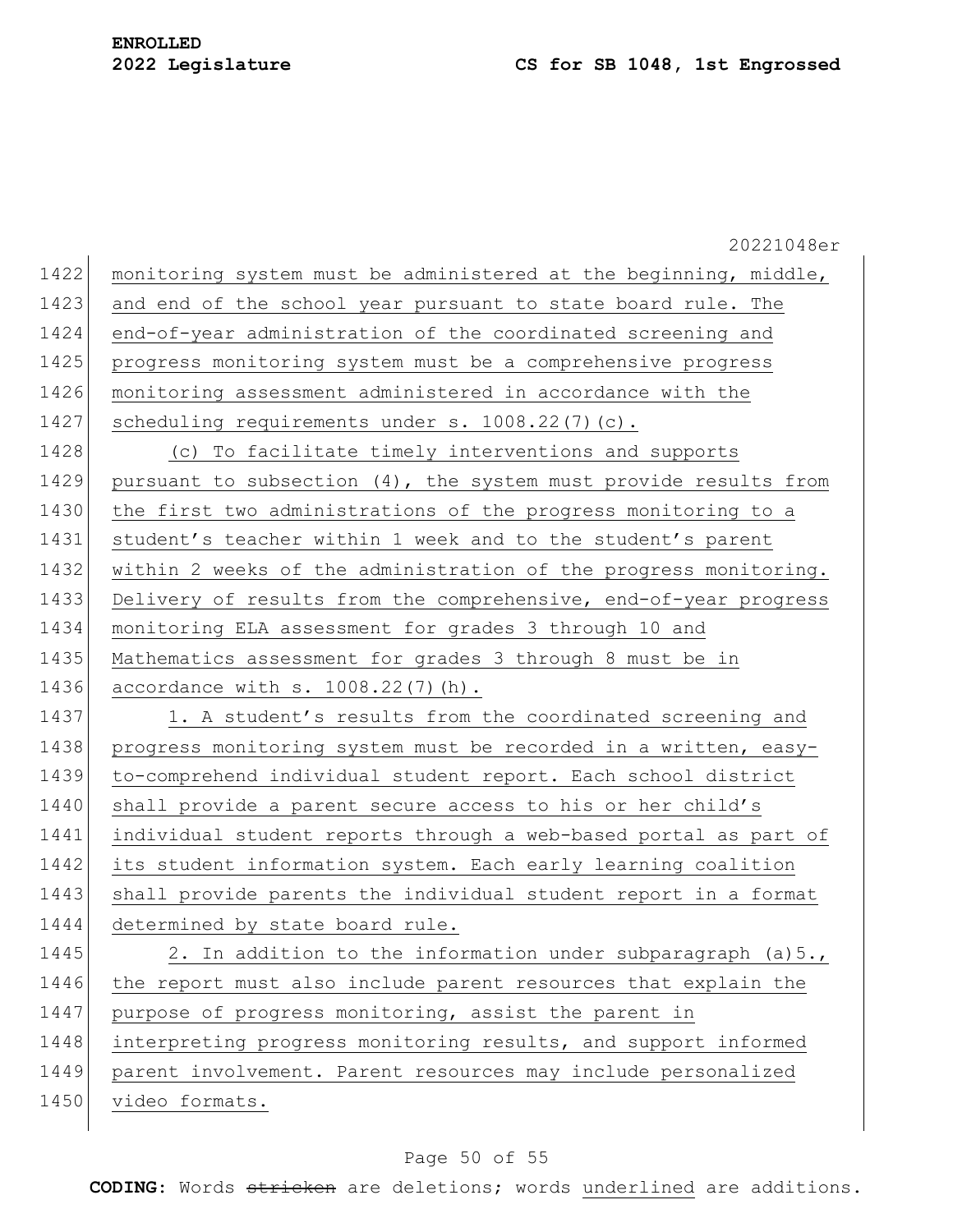monitoring system must be administered at the beginning, middle, and end of the school year pursuant to state board rule. The end-of-year administration of the coordinated screening and progress monitoring system must be a comprehensive progress monitoring assessment administered in accordance with the scheduling requirements under s. 1008.22(7)(c).

(c) To facilitate timely interventions and supports pursuant to subsection (4), the system must provide results from the first two administrations of the progress monitoring to a student's teacher within 1 week and to the student's parent within 2 weeks of the administration of the progress monitoring. Delivery of results from the comprehensive, end-of-year progress monitoring ELA assessment for grades 3 through 10 and Mathematics assessment for grades 3 through 8 must be in accordance with s. 1008.22(7)(h).

1. A student's results from the coordinated screening and progress monitoring system must be recorded in a written, easy-to-comprehend individual student report. Each school district shall provide a parent secure access to his or her child's individual student reports through a web-based portal as part of its student information system. Each early learning coalition shall provide parents the individual student report in a format determined by state board rule.

2. In addition to the information under subparagraph (a)5., the report must also include parent resources that explain the purpose of progress monitoring, assist the parent in interpreting progress monitoring results, and support informed parent involvement. Parent resources may include personalized video formats.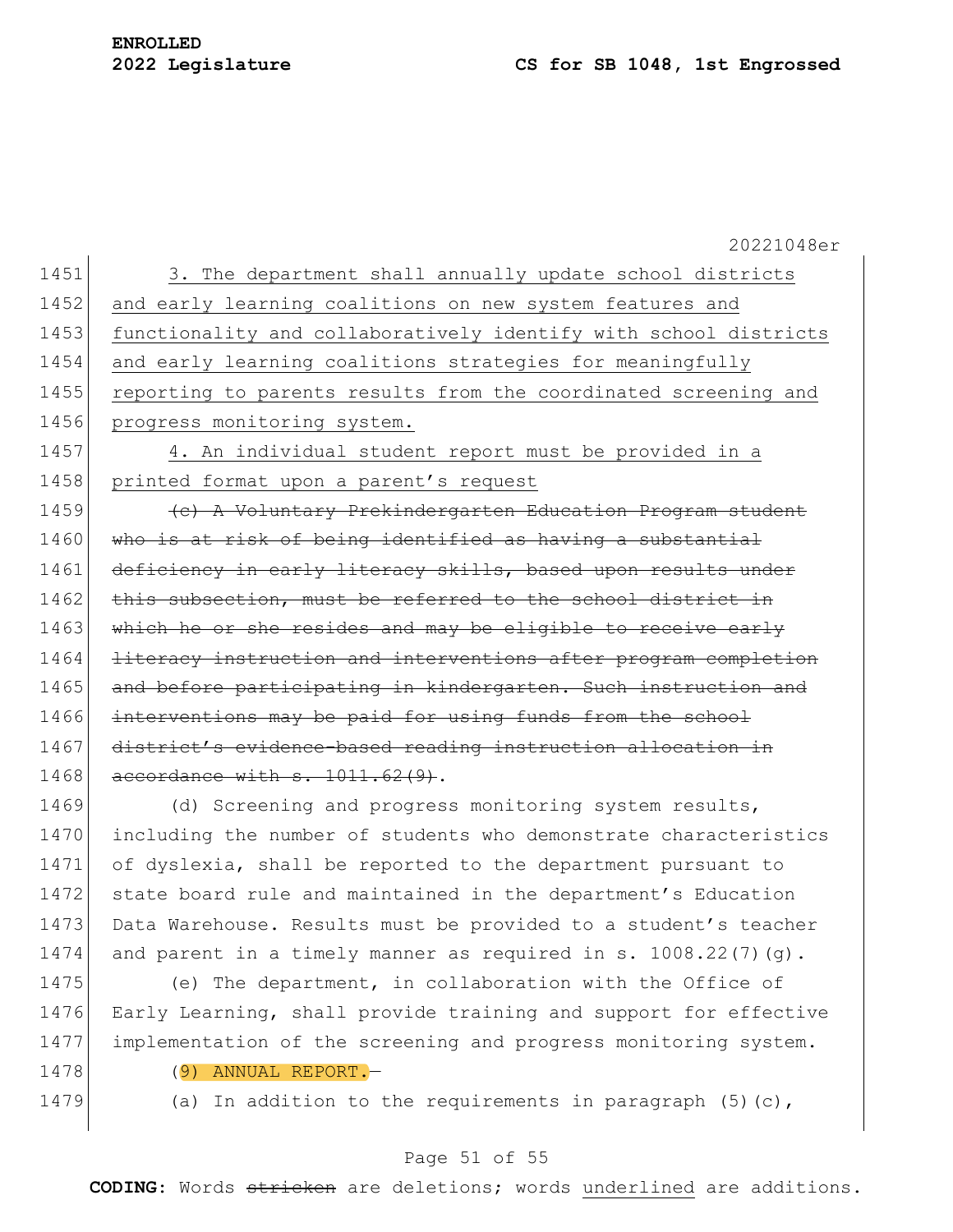3. The department shall annually update school districts and early learning coalitions on new system features and functionality and collaboratively identify with school districts and early learning coalitions strategies for meaningfully reporting to parents results from the coordinated screening and progress monitoring system.

4. An individual student report must be provided in a printed format upon a parent's request

~~(c) A Voluntary Prekindergarten Education Program student who is at risk of being identified as having a substantial deficiency in early literacy skills, based upon results under this subsection, must be referred to the school district in which he or she resides and may be eligible to receive early literacy instruction and interventions after program completion and before participating in kindergarten. Such instruction and interventions may be paid for using funds from the school district's evidence-based reading instruction allocation in accordance with s. 1011.62(9)~~.

(d) Screening and progress monitoring system results, including the number of students who demonstrate characteristics of dyslexia, shall be reported to the department pursuant to state board rule and maintained in the department's Education Data Warehouse. Results must be provided to a student's teacher and parent in a timely manner as required in s. 1008.22(7)(g).

(e) The department, in collaboration with the Office of Early Learning, shall provide training and support for effective implementation of the screening and progress monitoring system.

(9) ANNUAL REPORT.—

(a) In addition to the requirements in paragraph (5)(c),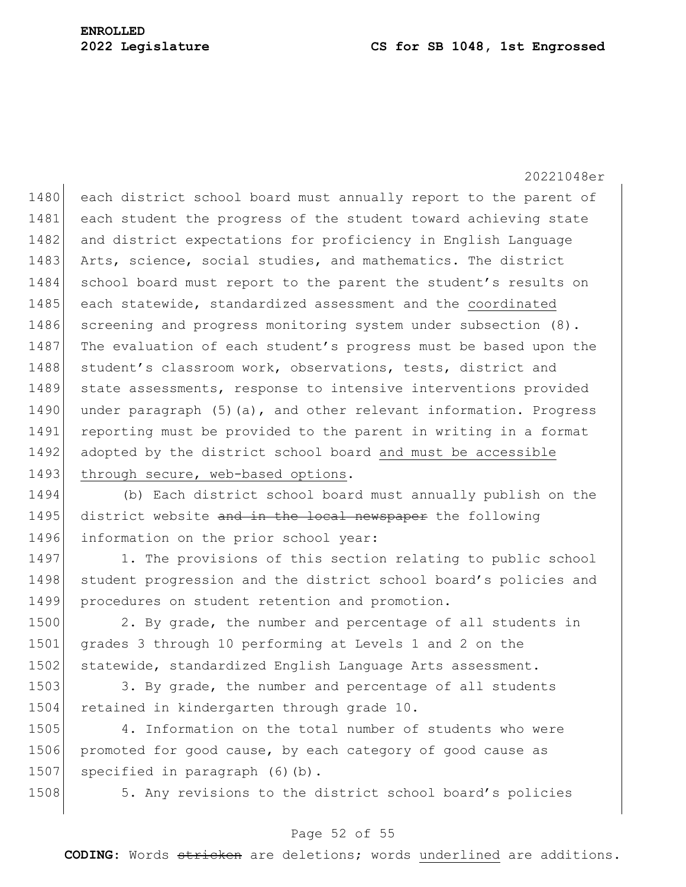each district school board must annually report to the parent of each student the progress of the student toward achieving state and district expectations for proficiency in English Language Arts, science, social studies, and mathematics. The district school board must report to the parent the student's results on each statewide, standardized assessment and the <u>coordinated</u> screening and progress monitoring system under subsection (8). The evaluation of each student's progress must be based upon the student's classroom work, observations, tests, district and state assessments, response to intensive interventions provided under paragraph (5)(a), and other relevant information. Progress reporting must be provided to the parent in writing in a format adopted by the district school board <u>and must be accessible through secure, web-based options</u>.

(b) Each district school board must annually publish on the district website ~~and in the local newspaper~~ the following information on the prior school year:

1. The provisions of this section relating to public school student progression and the district school board's policies and procedures on student retention and promotion.

2. By grade, the number and percentage of all students in grades 3 through 10 performing at Levels 1 and 2 on the statewide, standardized English Language Arts assessment.

3. By grade, the number and percentage of all students retained in kindergarten through grade 10.

4. Information on the total number of students who were promoted for good cause, by each category of good cause as specified in paragraph (6)(b).

5. Any revisions to the district school board's policies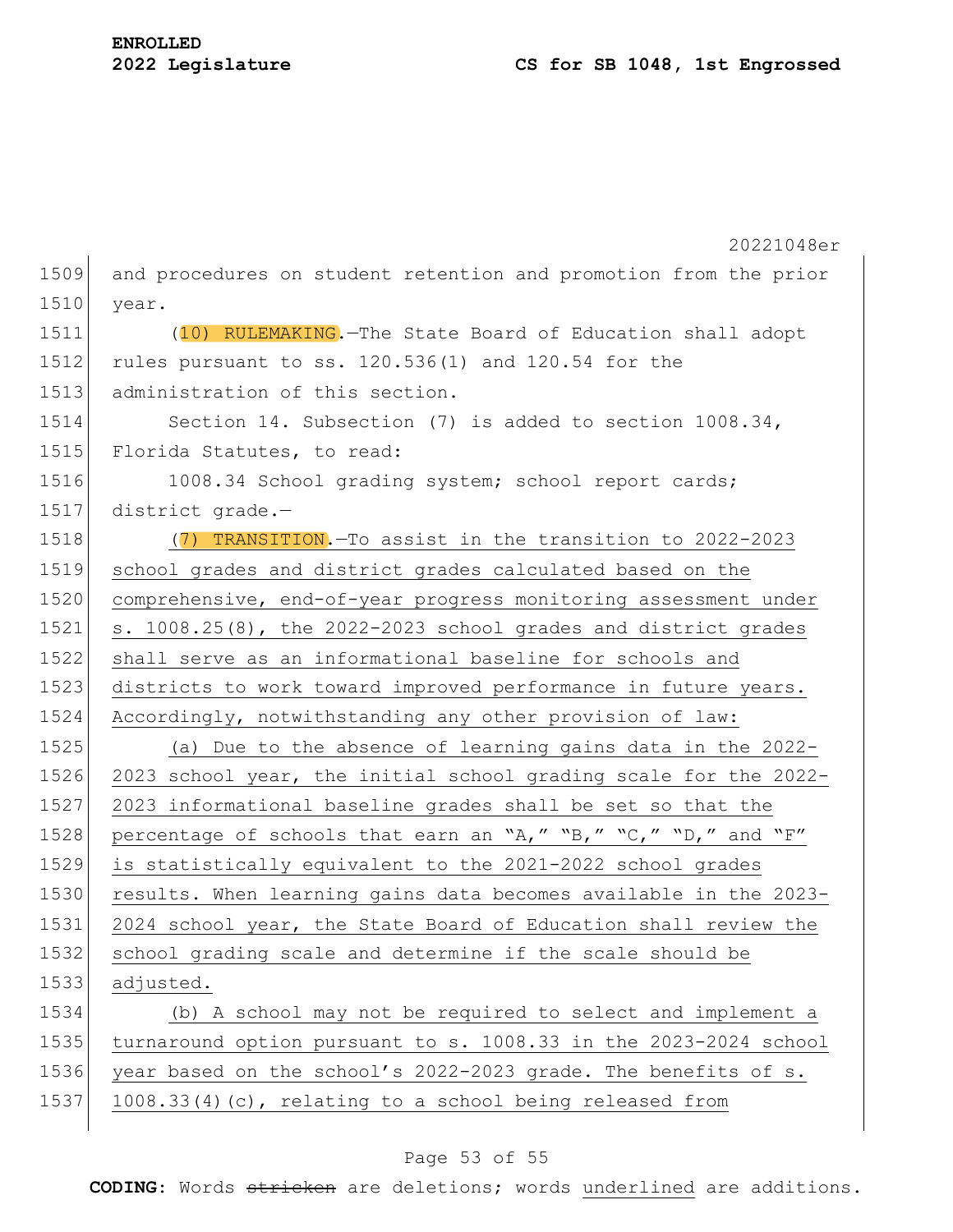and procedures on student retention and promotion from the prior year.

(10) RULEMAKING.—The State Board of Education shall adopt rules pursuant to ss. 120.536(1) and 120.54 for the administration of this section.

Section 14. Subsection (7) is added to section 1008.34, Florida Statutes, to read:

1008.34 School grading system; school report cards; district grade.—

(7) TRANSITION.—To assist in the transition to 2022-2023 school grades and district grades calculated based on the comprehensive, end-of-year progress monitoring assessment under s. 1008.25(8), the 2022-2023 school grades and district grades shall serve as an informational baseline for schools and districts to work toward improved performance in future years. Accordingly, notwithstanding any other provision of law:

(a) Due to the absence of learning gains data in the 2022-2023 school year, the initial school grading scale for the 2022-2023 informational baseline grades shall be set so that the percentage of schools that earn an "A," "B," "C," "D," and "F" is statistically equivalent to the 2021-2022 school grades results. When learning gains data becomes available in the 2023-2024 school year, the State Board of Education shall review the school grading scale and determine if the scale should be adjusted.

(b) A school may not be required to select and implement a turnaround option pursuant to s. 1008.33 in the 2023-2024 school year based on the school's 2022-2023 grade. The benefits of s. 1008.33(4)(c), relating to a school being released from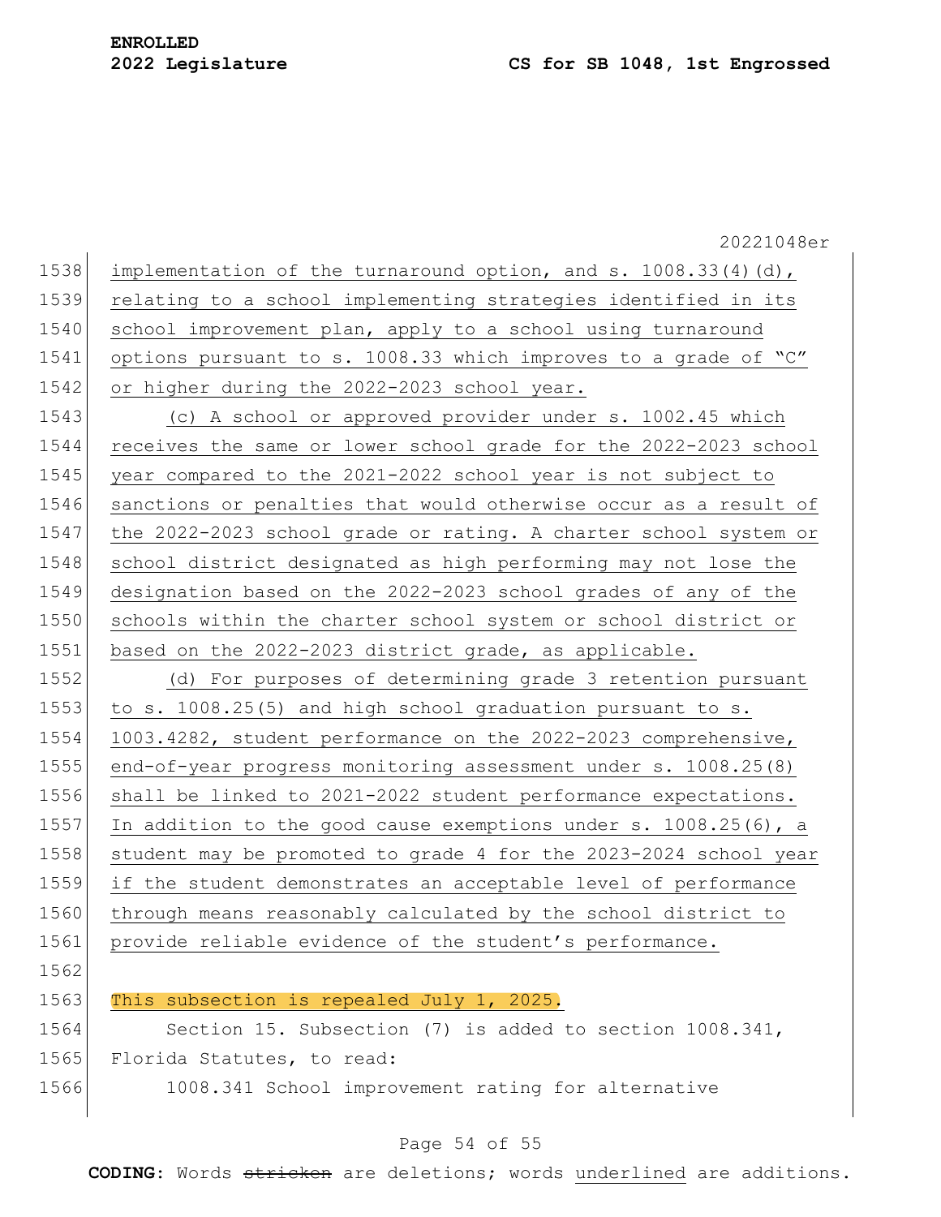implementation of the turnaround option, and s. 1008.33(4)(d), relating to a school implementing strategies identified in its school improvement plan, apply to a school using turnaround options pursuant to s. 1008.33 which improves to a grade of "C" or higher during the 2022-2023 school year.

(c) A school or approved provider under s. 1002.45 which receives the same or lower school grade for the 2022-2023 school year compared to the 2021-2022 school year is not subject to sanctions or penalties that would otherwise occur as a result of the 2022-2023 school grade or rating. A charter school system or school district designated as high performing may not lose the designation based on the 2022-2023 school grades of any of the schools within the charter school system or school district or based on the 2022-2023 district grade, as applicable.

(d) For purposes of determining grade 3 retention pursuant to s. 1008.25(5) and high school graduation pursuant to s. 1003.4282, student performance on the 2022-2023 comprehensive, end-of-year progress monitoring assessment under s. 1008.25(8) shall be linked to 2021-2022 student performance expectations. In addition to the good cause exemptions under s. 1008.25(6), a student may be promoted to grade 4 for the 2023-2024 school year if the student demonstrates an acceptable level of performance through means reasonably calculated by the school district to provide reliable evidence of the student's performance.

This subsection is repealed July 1, 2025.

Section 15. Subsection (7) is added to section 1008.341, Florida Statutes, to read:

1008.341 School improvement rating for alternative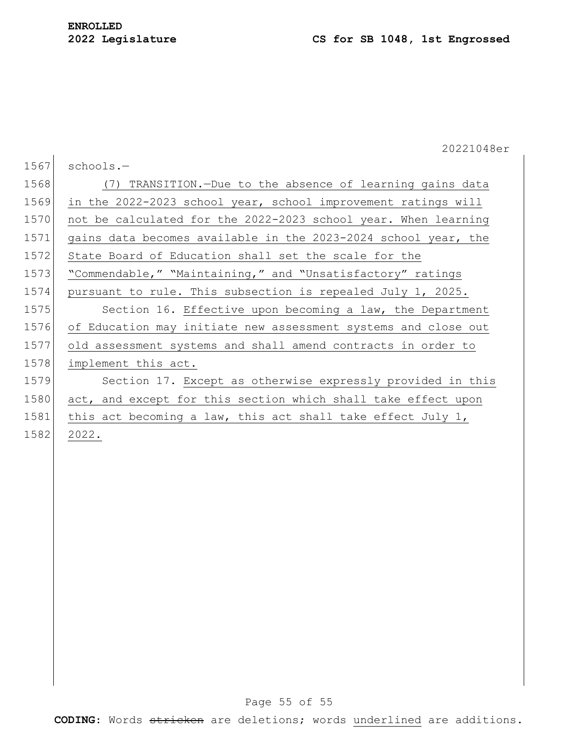schools.—

(7) TRANSITION.—Due to the absence of learning gains data in the 2022-2023 school year, school improvement ratings will not be calculated for the 2022-2023 school year. When learning gains data becomes available in the 2023-2024 school year, the State Board of Education shall set the scale for the "Commendable," "Maintaining," and "Unsatisfactory" ratings pursuant to rule. This subsection is repealed July 1, 2025.

Section 16. Effective upon becoming a law, the Department of Education may initiate new assessment systems and close out old assessment systems and shall amend contracts in order to implement this act.

Section 17. Except as otherwise expressly provided in this act, and except for this section which shall take effect upon this act becoming a law, this act shall take effect July 1, 2022.